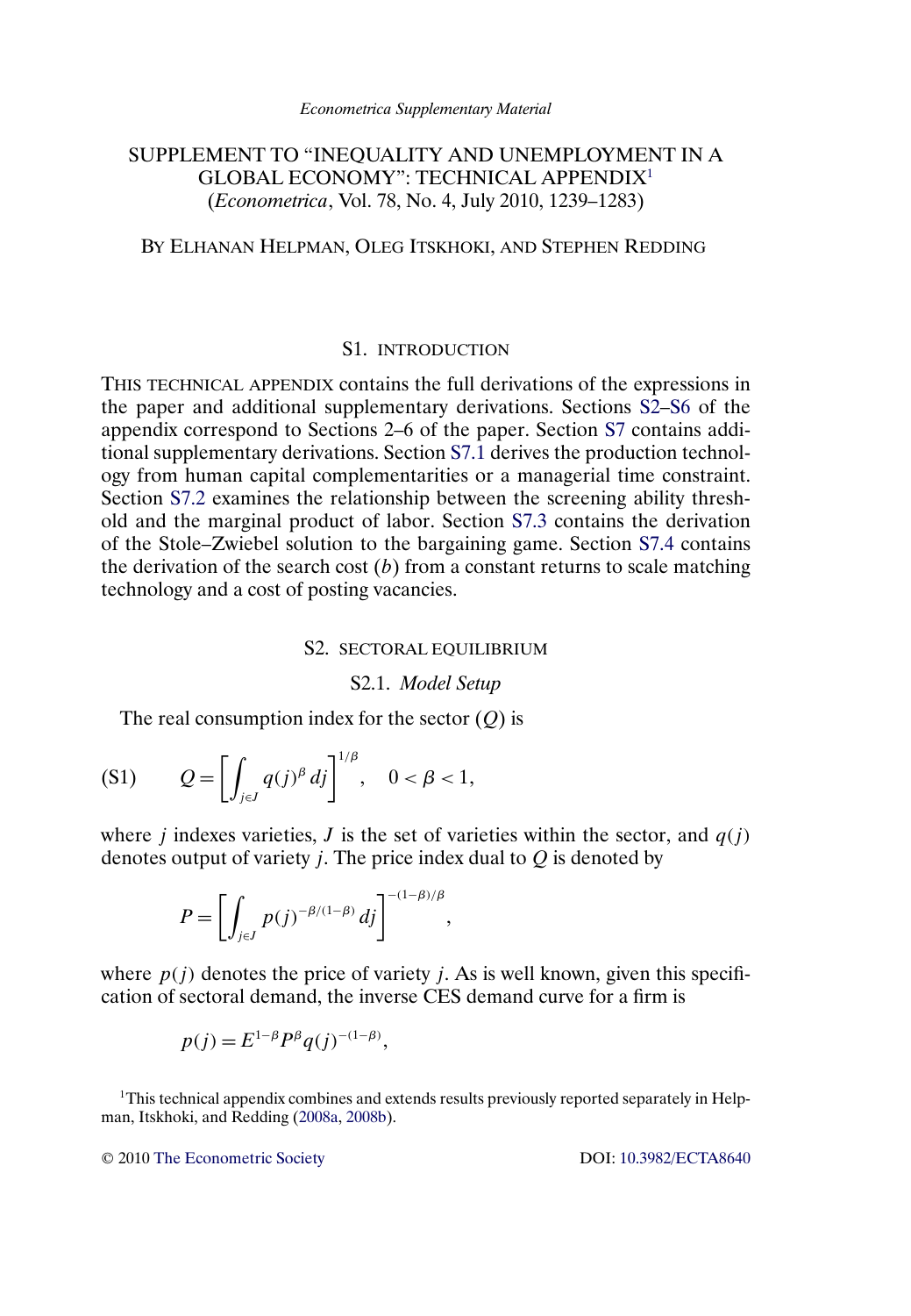*Econometrica Supplementary Material*

# SUPPLEMENT TO "INEQUALITY AND UNEMPLOYMENT IN A GLOBAL ECONOMY": TECHNICAL APPENDIX[1] (*Econometrica*, Vol. 78, No. 4, July 2010, 1239–1283)

BY ELHANAN HELPMAN, OLEG ITSKHOKI, AND STEPHEN REDDING

## S1. INTRODUCTION

THIS TECHNICAL APPENDIX contains the full derivations of the expressions in the paper and additional supplementary derivations. Sections S2–S6 of the appendix correspond to Sections 2–6 of the paper. Section S7 contains additional supplementary derivations. Section S7.1 derives the production technology from human capital complementarities or a managerial time constraint. Section S7.2 examines the relationship between the screening ability threshold and the marginal product of labor. Section S7.3 contains the derivation of the Stole–Zwiebel solution to the bargaining game. Section S7.4 contains the derivation of the search cost ($b$) from a constant returns to scale matching technology and a cost of posting vacancies.

## S2. SECTORAL EQUILIBRIUM

### S2.1. *Model Setup*

The real consumption index for the sector ($Q$) is

$$Q = \left[ \int_{j \in J} q(j)^{\beta} \, dj \right]^{1/\beta}, \quad 0 < \beta < 1, \tag{S1}$$

where $j$ indexes varieties, $J$ is the set of varieties within the sector, and $q(j)$ denotes output of variety $j$. The price index dual to $Q$ is denoted by

$$P = \left[ \int_{j \in J} p(j)^{-\beta/(1-\beta)} \, dj \right]^{-(1-\beta)/\beta},$$

where $p(j)$ denotes the price of variety $j$. As is well known, given this specification of sectoral demand, the inverse CES demand curve for a firm is

$$p(j) = E^{1-\beta} P^{\beta} q(j)^{-(1-\beta)},$$

[1] This technical appendix combines and extends results previously reported separately in Helpman, Itskhoki, and Redding (2008a, 2008b).

© 2010 The Econometric Society DOI: 10.3982/ECTA8640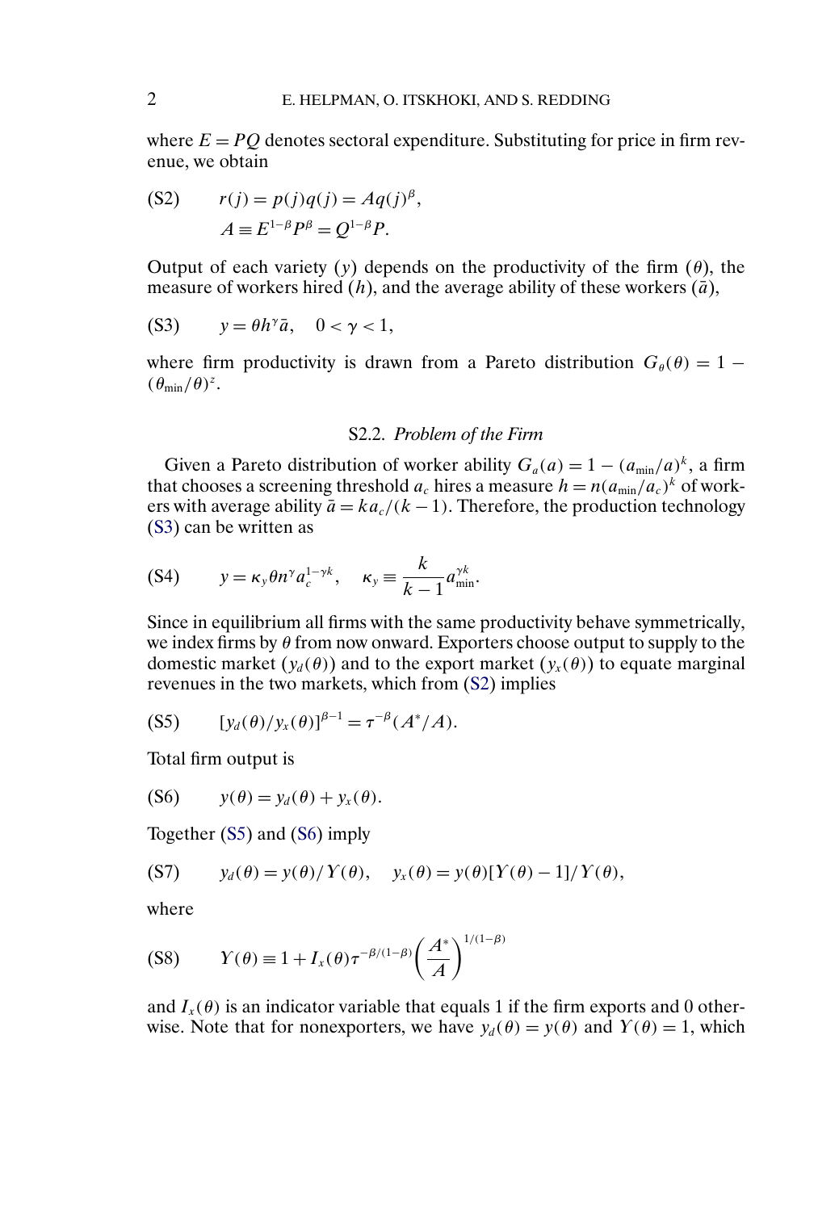where $E = PQ$ denotes sectoral expenditure. Substituting for price in firm revenue, we obtain

$$\text{(S2)} \qquad r(j) = p(j)q(j) = Aq(j)^{\beta},$$
$$A \equiv E^{1-\beta}P^{\beta} = Q^{1-\beta}P.$$

Output of each variety ($y$) depends on the productivity of the firm ($\theta$), the measure of workers hired ($h$), and the average ability of these workers ($\bar{a}$),

$$\text{(S3)} \qquad y = \theta h^{\gamma}\bar{a}, \quad 0 < \gamma < 1,$$

where firm productivity is drawn from a Pareto distribution $G_{\theta}(\theta) = 1 - (\theta_{\min}/\theta)^{z}$.

### S2.2. *Problem of the Firm*

Given a Pareto distribution of worker ability $G_a(a) = 1 - (a_{\min}/a)^k$, a firm that chooses a screening threshold $a_c$ hires a measure $h = n(a_{\min}/a_c)^k$ of workers with average ability $\bar{a} = ka_c/(k-1)$. Therefore, the production technology (S3) can be written as

$$\text{(S4)} \qquad y = \kappa_y \theta n^{\gamma} a_c^{1-\gamma k}, \quad \kappa_y \equiv \frac{k}{k-1} a_{\min}^{\gamma k}.$$

Since in equilibrium all firms with the same productivity behave symmetrically, we index firms by $\theta$ from now onward. Exporters choose output to supply to the domestic market ($y_d(\theta)$) and to the export market ($y_x(\theta)$) to equate marginal revenues in the two markets, which from (S2) implies

$$\text{(S5)} \qquad [y_d(\theta)/y_x(\theta)]^{\beta-1} = \tau^{-\beta}(A^*/A).$$

Total firm output is

$$\text{(S6)} \qquad y(\theta) = y_d(\theta) + y_x(\theta).$$

Together (S5) and (S6) imply

$$\text{(S7)} \qquad y_d(\theta) = y(\theta)/Y(\theta), \quad y_x(\theta) = y(\theta)[Y(\theta) - 1]/Y(\theta),$$

where

$$\text{(S8)} \qquad Y(\theta) \equiv 1 + I_x(\theta)\tau^{-\beta/(1-\beta)}\left(\frac{A^*}{A}\right)^{1/(1-\beta)}$$

and $I_x(\theta)$ is an indicator variable that equals 1 if the firm exports and 0 otherwise. Note that for nonexporters, we have $y_d(\theta) = y(\theta)$ and $Y(\theta) = 1$, which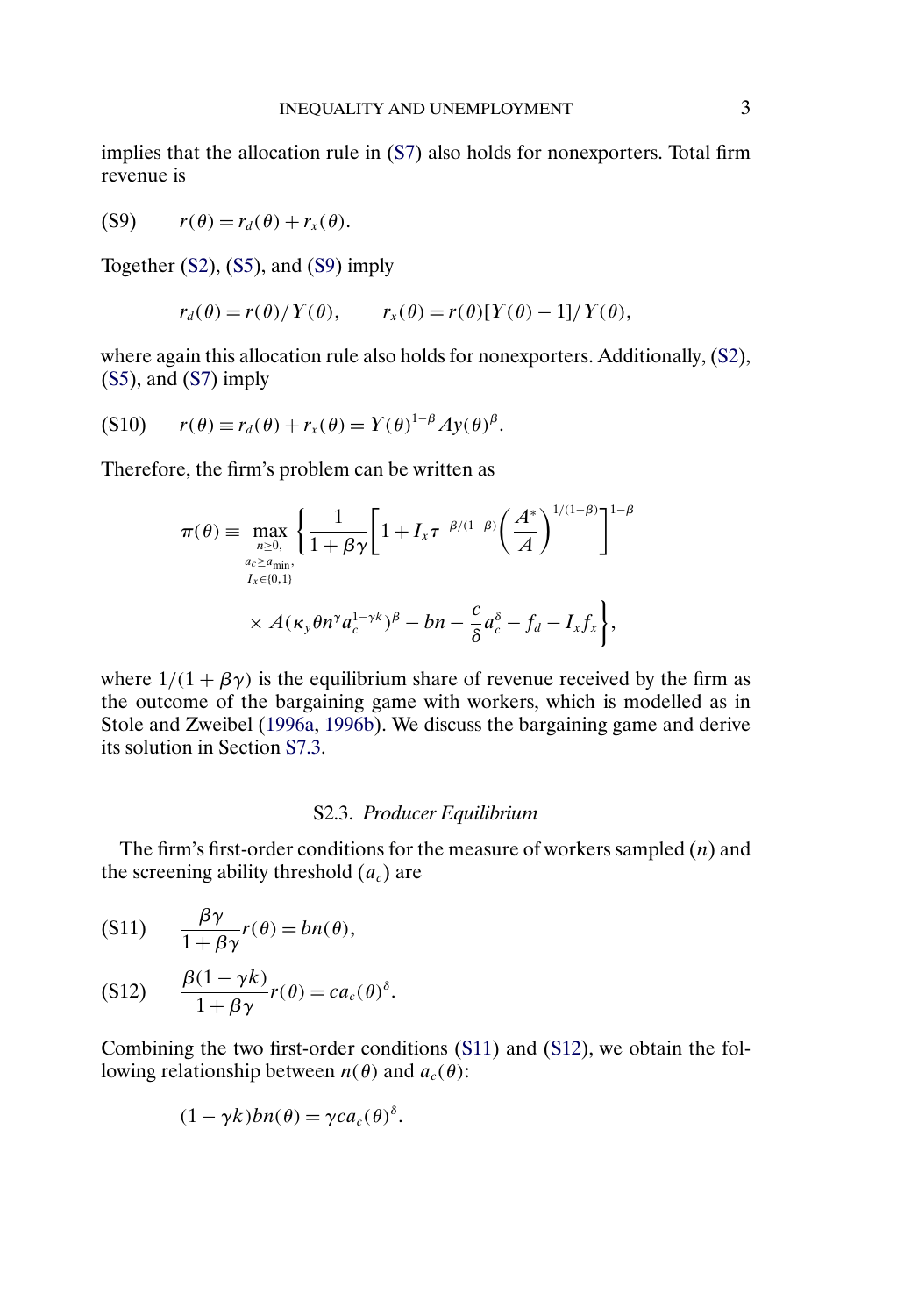implies that the allocation rule in (S7) also holds for nonexporters. Total firm revenue is

$$r(\theta) = r_d(\theta) + r_x(\theta). \tag{S9}$$

Together (S2), (S5), and (S9) imply

$$r_d(\theta) = r(\theta)/Y(\theta), \qquad r_x(\theta) = r(\theta)[Y(\theta) - 1]/Y(\theta),$$

where again this allocation rule also holds for nonexporters. Additionally, (S2), (S5), and (S7) imply

$$r(\theta) \equiv r_d(\theta) + r_x(\theta) = Y(\theta)^{1-\beta} A y(\theta)^{\beta}. \tag{S10}$$

Therefore, the firm's problem can be written as

$$\pi(\theta) \equiv \max_{\substack{n \geq 0, \\ a_c \geq a_{\min}, \\ I_x \in \{0,1\}}} \left\{ \frac{1}{1+\beta\gamma} \left[ 1 + I_x \tau^{-\beta/(1-\beta)} \left( \frac{A^*}{A} \right)^{1/(1-\beta)} \right]^{1-\beta} \times A(\kappa_y \theta n^{\gamma} a_c^{1-\gamma k})^{\beta} - bn - \frac{c}{\delta} a_c^{\delta} - f_d - I_x f_x \right\},$$

where $1/(1+\beta\gamma)$ is the equilibrium share of revenue received by the firm as the outcome of the bargaining game with workers, which is modelled as in Stole and Zweibel (1996a, 1996b). We discuss the bargaining game and derive its solution in Section S7.3.

### S2.3. *Producer Equilibrium*

The firm's first-order conditions for the measure of workers sampled ($n$) and the screening ability threshold ($a_c$) are

$$\frac{\beta\gamma}{1+\beta\gamma} r(\theta) = bn(\theta), \tag{S11}$$

$$\frac{\beta(1-\gamma k)}{1+\beta\gamma} r(\theta) = c a_c(\theta)^{\delta}. \tag{S12}$$

Combining the two first-order conditions (S11) and (S12), we obtain the following relationship between $n(\theta)$ and $a_c(\theta)$:

$$(1-\gamma k) bn(\theta) = \gamma c a_c(\theta)^{\delta}.$$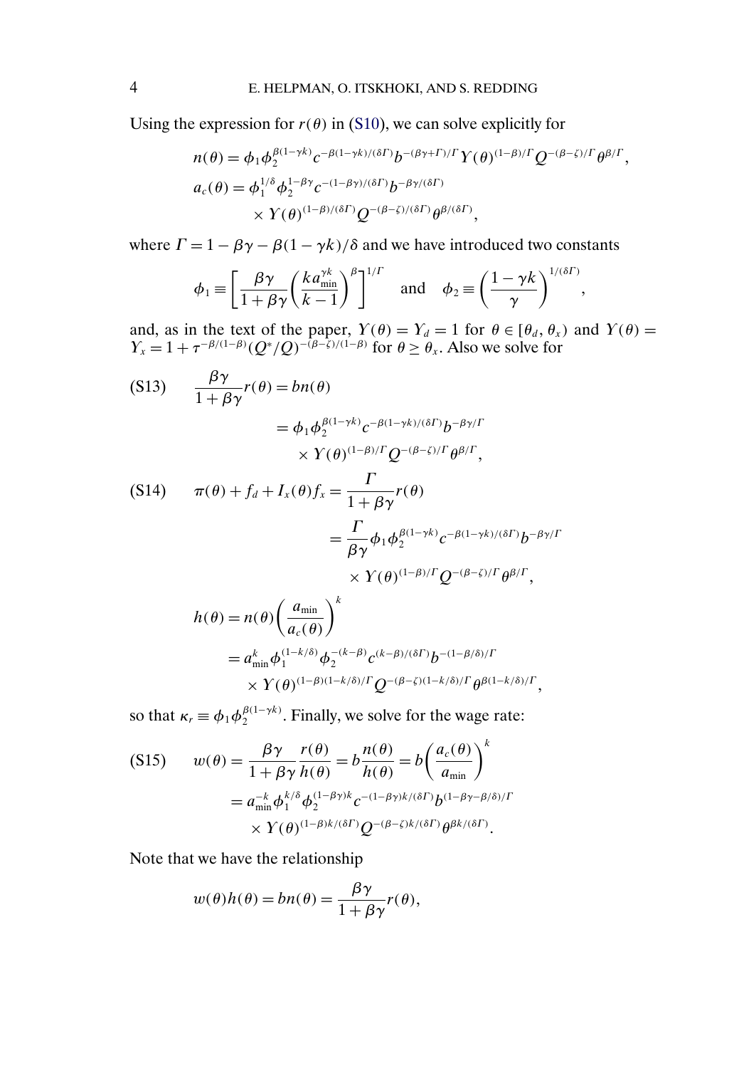Using the expression for $r(\theta)$ in (S10), we can solve explicitly for

$$n(\theta) = \phi_1 \phi_2^{\beta(1-\gamma k)} c^{-\beta(1-\gamma k)/(\delta\Gamma)} b^{-(\beta\gamma+\Gamma)/\Gamma} Y(\theta)^{(1-\beta)/\Gamma} Q^{-(\beta-\zeta)/\Gamma} \theta^{\beta/\Gamma},$$

$$a_c(\theta) = \phi_1^{1/\delta} \phi_2^{1-\beta\gamma} c^{-(1-\beta\gamma)/(\delta\Gamma)} b^{-\beta\gamma/(\delta\Gamma)} \times Y(\theta)^{(1-\beta)/(\delta\Gamma)} Q^{-(\beta-\zeta)/(\delta\Gamma)} \theta^{\beta/(\delta\Gamma)},$$

where $\Gamma = 1 - \beta\gamma - \beta(1-\gamma k)/\delta$ and we have introduced two constants

$$\phi_1 \equiv \left[\frac{\beta\gamma}{1+\beta\gamma}\left(\frac{k a_{\min}^{\gamma k}}{k-1}\right)^{\beta}\right]^{1/\Gamma} \quad \text{and} \quad \phi_2 \equiv \left(\frac{1-\gamma k}{\gamma}\right)^{1/(\delta\Gamma)},$$

and, as in the text of the paper, $Y(\theta) = Y_d = 1$ for $\theta \in [\theta_d, \theta_x)$ and $Y(\theta) = Y_x = 1 + \tau^{-\beta/(1-\beta)}(Q^*/Q)^{-(\beta-\zeta)/(1-\beta)}$ for $\theta \geq \theta_x$. Also we solve for

$$\text{(S13)} \qquad \frac{\beta\gamma}{1+\beta\gamma} r(\theta) = b n(\theta) = \phi_1 \phi_2^{\beta(1-\gamma k)} c^{-\beta(1-\gamma k)/(\delta\Gamma)} b^{-\beta\gamma/\Gamma} \times Y(\theta)^{(1-\beta)/\Gamma} Q^{-(\beta-\zeta)/\Gamma} \theta^{\beta/\Gamma},$$

$$\text{(S14)} \qquad \pi(\theta) + f_d + I_x(\theta) f_x = \frac{\Gamma}{1+\beta\gamma} r(\theta) = \frac{\Gamma}{\beta\gamma} \phi_1 \phi_2^{\beta(1-\gamma k)} c^{-\beta(1-\gamma k)/(\delta\Gamma)} b^{-\beta\gamma/\Gamma} \times Y(\theta)^{(1-\beta)/\Gamma} Q^{-(\beta-\zeta)/\Gamma} \theta^{\beta/\Gamma},$$

$$h(\theta) = n(\theta)\left(\frac{a_{\min}}{a_c(\theta)}\right)^k = a_{\min}^k \phi_1^{(1-k/\delta)} \phi_2^{-(k-\beta)} c^{(k-\beta)/(\delta\Gamma)} b^{-(1-\beta/\delta)/\Gamma} \times Y(\theta)^{(1-\beta)(1-k/\delta)/\Gamma} Q^{-(\beta-\zeta)(1-k/\delta)/\Gamma} \theta^{\beta(1-k/\delta)/\Gamma},$$

so that $\kappa_r \equiv \phi_1 \phi_2^{\beta(1-\gamma k)}$. Finally, we solve for the wage rate:

$$\text{(S15)} \qquad w(\theta) = \frac{\beta\gamma}{1+\beta\gamma}\frac{r(\theta)}{h(\theta)} = b\frac{n(\theta)}{h(\theta)} = b\left(\frac{a_c(\theta)}{a_{\min}}\right)^k = a_{\min}^{-k} \phi_1^{k/\delta} \phi_2^{(1-\beta\gamma)k} c^{-(1-\beta\gamma)k/(\delta\Gamma)} b^{(1-\beta\gamma-\beta/\delta)/\Gamma} \times Y(\theta)^{(1-\beta)k/(\delta\Gamma)} Q^{-(\beta-\zeta)k/(\delta\Gamma)} \theta^{\beta k/(\delta\Gamma)}.$$

Note that we have the relationship

$$w(\theta)h(\theta) = b n(\theta) = \frac{\beta\gamma}{1+\beta\gamma} r(\theta),$$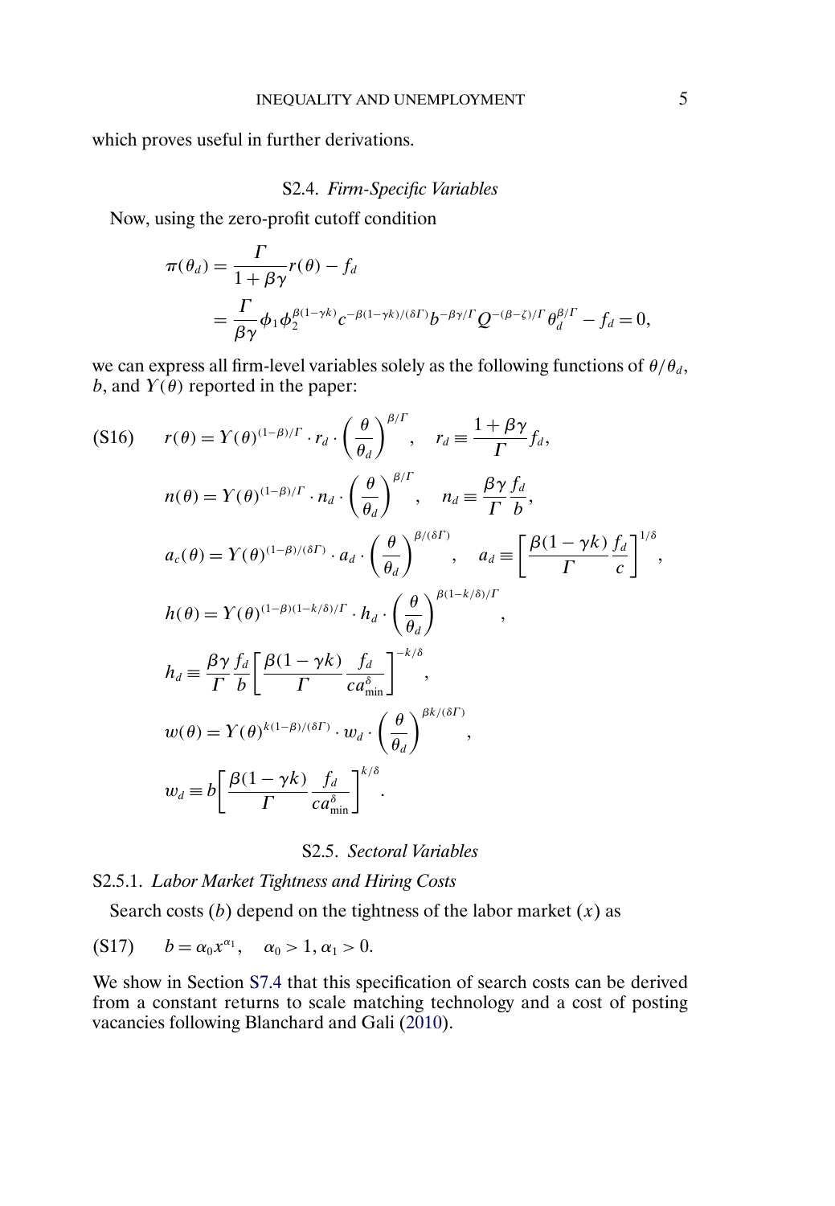which proves useful in further derivations.

### S2.4. *Firm-Specific Variables*

Now, using the zero-profit cutoff condition

$$
\begin{aligned}
\pi(\theta_d) &= \frac{\Gamma}{1+\beta\gamma} r(\theta) - f_d \\
&= \frac{\Gamma}{\beta\gamma}\phi_1 \phi_2^{\beta(1-\gamma k)} c^{-\beta(1-\gamma k)/(\delta\Gamma)} b^{-\beta\gamma/\Gamma} Q^{-(\beta-\zeta)/\Gamma} \theta_d^{\beta/\Gamma} - f_d = 0,
\end{aligned}
$$

we can express all firm-level variables solely as the following functions of $\theta/\theta_d$, $b$, and $Y(\theta)$ reported in the paper:

$$
\begin{aligned}
\text{(S16)} \qquad & r(\theta) = Y(\theta)^{(1-\beta)/\Gamma} \cdot r_d \cdot \left(\frac{\theta}{\theta_d}\right)^{\beta/\Gamma}, \quad r_d \equiv \frac{1+\beta\gamma}{\Gamma} f_d, \\
& n(\theta) = Y(\theta)^{(1-\beta)/\Gamma} \cdot n_d \cdot \left(\frac{\theta}{\theta_d}\right)^{\beta/\Gamma}, \quad n_d \equiv \frac{\beta\gamma}{\Gamma}\frac{f_d}{b}, \\
& a_c(\theta) = Y(\theta)^{(1-\beta)/(\delta\Gamma)} \cdot a_d \cdot \left(\frac{\theta}{\theta_d}\right)^{\beta/(\delta\Gamma)}, \quad a_d \equiv \left[\frac{\beta(1-\gamma k)}{\Gamma}\frac{f_d}{c}\right]^{1/\delta}, \\
& h(\theta) = Y(\theta)^{(1-\beta)(1-k/\delta)/\Gamma} \cdot h_d \cdot \left(\frac{\theta}{\theta_d}\right)^{\beta(1-k/\delta)/\Gamma}, \\
& h_d \equiv \frac{\beta\gamma}{\Gamma}\frac{f_d}{b}\left[\frac{\beta(1-\gamma k)}{\Gamma}\frac{f_d}{c a_{\min}^{\delta}}\right]^{-k/\delta}, \\
& w(\theta) = Y(\theta)^{k(1-\beta)/(\delta\Gamma)} \cdot w_d \cdot \left(\frac{\theta}{\theta_d}\right)^{\beta k/(\delta\Gamma)}, \\
& w_d \equiv b\left[\frac{\beta(1-\gamma k)}{\Gamma}\frac{f_d}{c a_{\min}^{\delta}}\right]^{k/\delta}.
\end{aligned}
$$

### S2.5. *Sectoral Variables*

#### S2.5.1. *Labor Market Tightness and Hiring Costs*

Search costs ($b$) depend on the tightness of the labor market ($x$) as

$$
\text{(S17)} \qquad b = \alpha_0 x^{\alpha_1}, \quad \alpha_0 > 1, \alpha_1 > 0.
$$

We show in Section S7.4 that this specification of search costs can be derived from a constant returns to scale matching technology and a cost of posting vacancies following Blanchard and Gali (2010).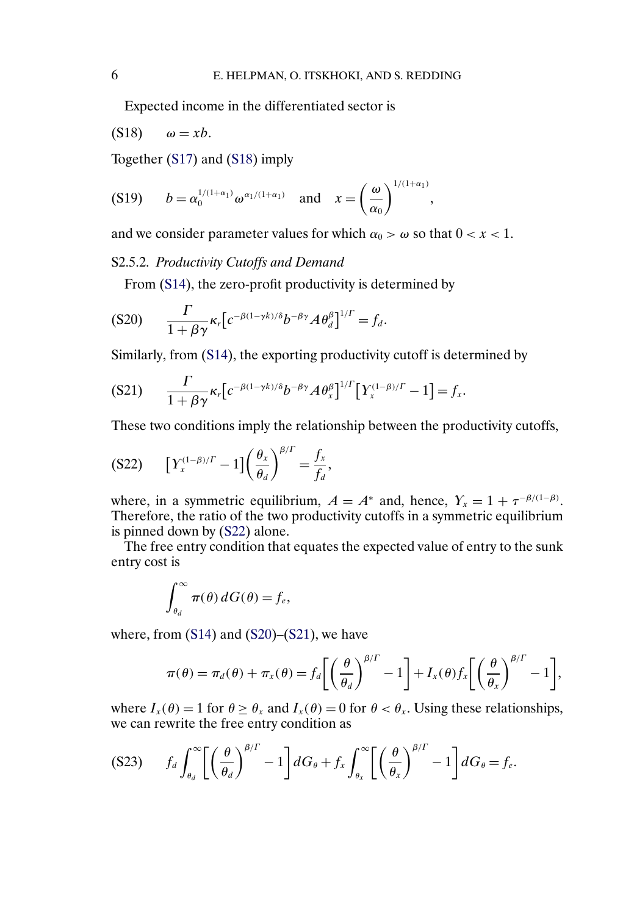Expected income in the differentiated sector is

$$\omega = xb. \tag{S18}$$

Together (S17) and (S18) imply

$$b = \alpha_0^{1/(1+\alpha_1)} \omega^{\alpha_1/(1+\alpha_1)} \quad \text{and} \quad x = \left(\frac{\omega}{\alpha_0}\right)^{1/(1+\alpha_1)}, \tag{S19}$$

and we consider parameter values for which $\alpha_0 > \omega$ so that $0 < x < 1$.

### S2.5.2. *Productivity Cutoffs and Demand*

From (S14), the zero-profit productivity is determined by

$$\frac{\Gamma}{1+\beta\gamma} \kappa_r \left[c^{-\beta(1-\gamma k)/\delta} b^{-\beta\gamma} A \theta_d^{\beta}\right]^{1/\Gamma} = f_d. \tag{S20}$$

Similarly, from (S14), the exporting productivity cutoff is determined by

$$\frac{\Gamma}{1+\beta\gamma} \kappa_r \left[c^{-\beta(1-\gamma k)/\delta} b^{-\beta\gamma} A \theta_x^{\beta}\right]^{1/\Gamma} \left[Y_x^{(1-\beta)/\Gamma} - 1\right] = f_x. \tag{S21}$$

These two conditions imply the relationship between the productivity cutoffs,

$$\left[Y_x^{(1-\beta)/\Gamma} - 1\right] \left(\frac{\theta_x}{\theta_d}\right)^{\beta/\Gamma} = \frac{f_x}{f_d}, \tag{S22}$$

where, in a symmetric equilibrium, $A = A^*$ and, hence, $Y_x = 1 + \tau^{-\beta/(1-\beta)}$. Therefore, the ratio of the two productivity cutoffs in a symmetric equilibrium is pinned down by (S22) alone.

The free entry condition that equates the expected value of entry to the sunk entry cost is

$$\int_{\theta_d}^{\infty} \pi(\theta)\, dG(\theta) = f_e,$$

where, from (S14) and (S20)–(S21), we have

$$\pi(\theta) = \pi_d(\theta) + \pi_x(\theta) = f_d\left[\left(\frac{\theta}{\theta_d}\right)^{\beta/\Gamma} - 1\right] + I_x(\theta) f_x \left[\left(\frac{\theta}{\theta_x}\right)^{\beta/\Gamma} - 1\right],$$

where $I_x(\theta) = 1$ for $\theta \geq \theta_x$ and $I_x(\theta) = 0$ for $\theta < \theta_x$. Using these relationships, we can rewrite the free entry condition as

$$f_d \int_{\theta_d}^{\infty} \left[\left(\frac{\theta}{\theta_d}\right)^{\beta/\Gamma} - 1\right] dG_\theta + f_x \int_{\theta_x}^{\infty} \left[\left(\frac{\theta}{\theta_x}\right)^{\beta/\Gamma} - 1\right] dG_\theta = f_e. \tag{S23}$$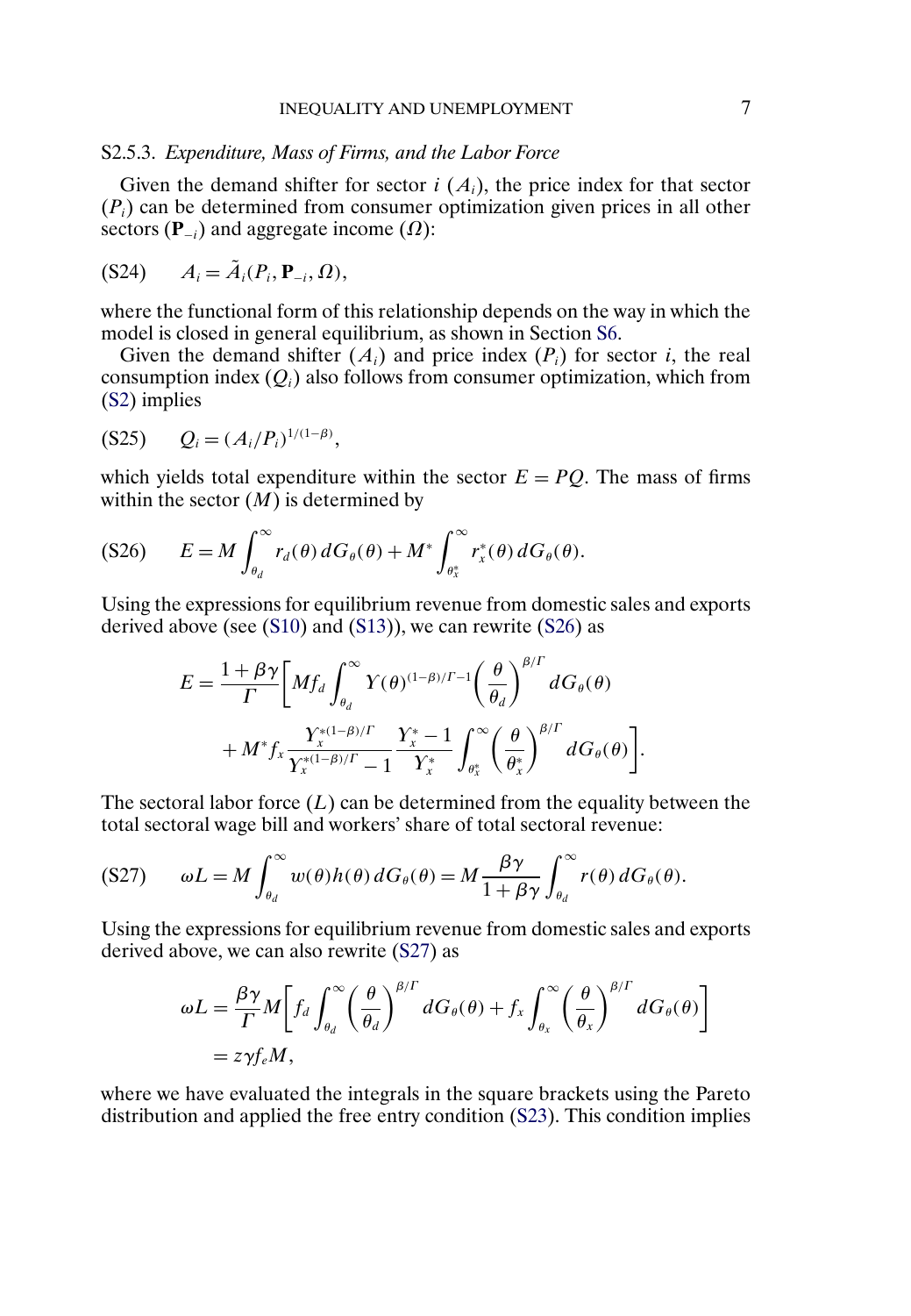### S2.5.3. *Expenditure, Mass of Firms, and the Labor Force*

Given the demand shifter for sector $i$ ($A_i$), the price index for that sector ($P_i$) can be determined from consumer optimization given prices in all other sectors ($\mathbf{P}_{-i}$) and aggregate income ($\Omega$):

$$A_i = \tilde{A}_i(P_i, \mathbf{P}_{-i}, \Omega), \tag{S24}$$

where the functional form of this relationship depends on the way in which the model is closed in general equilibrium, as shown in Section S6.

Given the demand shifter ($A_i$) and price index ($P_i$) for sector $i$, the real consumption index ($Q_i$) also follows from consumer optimization, which from (S2) implies

$$Q_i = (A_i/P_i)^{1/(1-\beta)}, \tag{S25}$$

which yields total expenditure within the sector $E = PQ$. The mass of firms within the sector ($M$) is determined by

$$E = M\int_{\theta_d}^{\infty} r_d(\theta)\, dG_\theta(\theta) + M^* \int_{\theta_x^*}^{\infty} r_x^*(\theta)\, dG_\theta(\theta). \tag{S26}$$

Using the expressions for equilibrium revenue from domestic sales and exports derived above (see (S10) and (S13)), we can rewrite (S26) as

$$\begin{aligned}
E = \frac{1+\beta\gamma}{\Gamma}\Bigg[ & M f_d \int_{\theta_d}^{\infty} \Upsilon(\theta)^{(1-\beta)/\Gamma - 1}\left(\frac{\theta}{\theta_d}\right)^{\beta/\Gamma} dG_\theta(\theta) \\
& + M^* f_x \frac{\Upsilon_x^{*(1-\beta)/\Gamma}}{\Upsilon_x^{*(1-\beta)/\Gamma} - 1}\, \frac{\Upsilon_x^* - 1}{\Upsilon_x^*} \int_{\theta_x^*}^{\infty} \left(\frac{\theta}{\theta_x^*}\right)^{\beta/\Gamma} dG_\theta(\theta)\Bigg].
\end{aligned}$$

The sectoral labor force ($L$) can be determined from the equality between the total sectoral wage bill and workers' share of total sectoral revenue:

$$\omega L = M\int_{\theta_d}^{\infty} w(\theta) h(\theta)\, dG_\theta(\theta) = M\frac{\beta\gamma}{1+\beta\gamma}\int_{\theta_d}^{\infty} r(\theta)\, dG_\theta(\theta). \tag{S27}$$

Using the expressions for equilibrium revenue from domestic sales and exports derived above, we can also rewrite (S27) as

$$\begin{aligned}
\omega L &= \frac{\beta\gamma}{\Gamma} M\left[ f_d \int_{\theta_d}^{\infty} \left(\frac{\theta}{\theta_d}\right)^{\beta/\Gamma} dG_\theta(\theta) + f_x \int_{\theta_x}^{\infty} \left(\frac{\theta}{\theta_x}\right)^{\beta/\Gamma} dG_\theta(\theta)\right] \\
&= z\gamma f_e M,
\end{aligned}$$

where we have evaluated the integrals in the square brackets using the Pareto distribution and applied the free entry condition (S23). This condition implies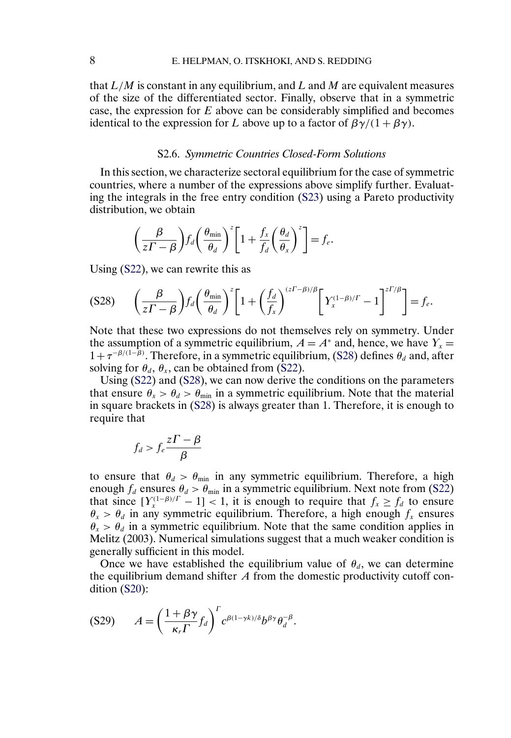that $L/M$ is constant in any equilibrium, and $L$ and $M$ are equivalent measures of the size of the differentiated sector. Finally, observe that in a symmetric case, the expression for $E$ above can be considerably simplified and becomes identical to the expression for $L$ above up to a factor of $\beta\gamma/(1+\beta\gamma)$.

### S2.6. *Symmetric Countries Closed-Form Solutions*

In this section, we characterize sectoral equilibrium for the case of symmetric countries, where a number of the expressions above simplify further. Evaluating the integrals in the free entry condition (S23) using a Pareto productivity distribution, we obtain

$$\left(\frac{\beta}{z\Gamma-\beta}\right)f_d\left(\frac{\theta_{\min}}{\theta_d}\right)^z\left[1+\frac{f_x}{f_d}\left(\frac{\theta_d}{\theta_x}\right)^z\right]=f_e.$$

Using (S22), we can rewrite this as

$$\text{(S28)}\qquad \left(\frac{\beta}{z\Gamma-\beta}\right)f_d\left(\frac{\theta_{\min}}{\theta_d}\right)^z\left[1+\left(\frac{f_d}{f_x}\right)^{(z\Gamma-\beta)/\beta}\left[Y_x^{(1-\beta)/\Gamma}-1\right]^{z\Gamma/\beta}\right]=f_e.$$

Note that these two expressions do not themselves rely on symmetry. Under the assumption of a symmetric equilibrium, $A=A^*$ and, hence, we have $Y_x=1+\tau^{-\beta/(1-\beta)}$. Therefore, in a symmetric equilibrium, (S28) defines $\theta_d$ and, after solving for $\theta_d$, $\theta_x$, can be obtained from (S22).

Using (S22) and (S28), we can now derive the conditions on the parameters that ensure $\theta_x>\theta_d>\theta_{\min}$ in a symmetric equilibrium. Note that the material in square brackets in (S28) is always greater than 1. Therefore, it is enough to require that

$$f_d>f_e\frac{z\Gamma-\beta}{\beta}$$

to ensure that $\theta_d>\theta_{\min}$ in any symmetric equilibrium. Therefore, a high enough $f_d$ ensures $\theta_d>\theta_{\min}$ in a symmetric equilibrium. Next note from (S22) that since $[Y_x^{(1-\beta)/\Gamma}-1]<1$, it is enough to require that $f_x\geq f_d$ to ensure $\theta_x>\theta_d$ in any symmetric equilibrium. Therefore, a high enough $f_x$ ensures $\theta_x>\theta_d$ in a symmetric equilibrium. Note that the same condition applies in Melitz (2003). Numerical simulations suggest that a much weaker condition is generally sufficient in this model.

Once we have established the equilibrium value of $\theta_d$, we can determine the equilibrium demand shifter $A$ from the domestic productivity cutoff condition (S20):

$$\text{(S29)}\qquad A=\left(\frac{1+\beta\gamma}{\kappa_r\Gamma}f_d\right)^{\Gamma}c^{\beta(1-\gamma k)/\delta}b^{\beta\gamma}\theta_d^{-\beta}.$$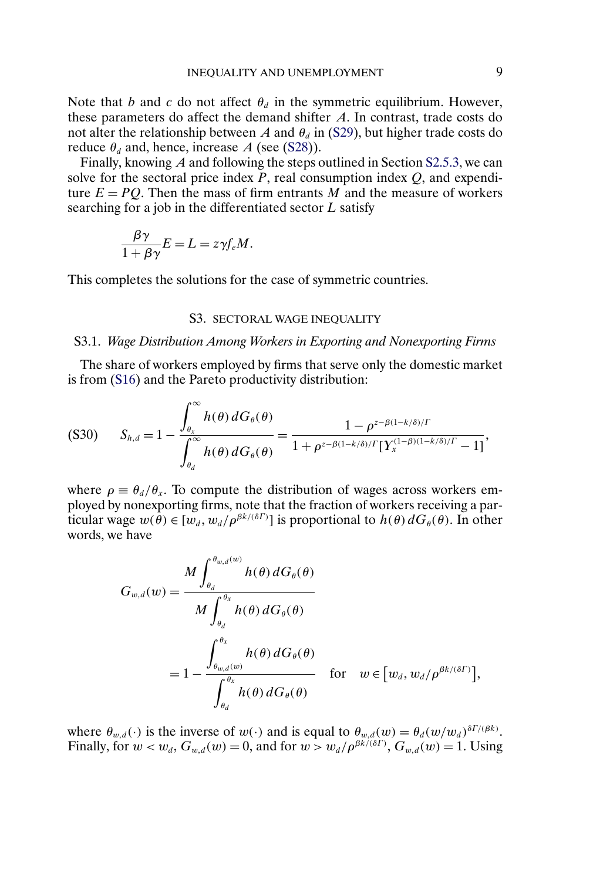Note that $b$ and $c$ do not affect $\theta_d$ in the symmetric equilibrium. However, these parameters do affect the demand shifter $A$. In contrast, trade costs do not alter the relationship between $A$ and $\theta_d$ in (S29), but higher trade costs do reduce $\theta_d$ and, hence, increase $A$ (see (S28)).

Finally, knowing $A$ and following the steps outlined in Section S2.5.3, we can solve for the sectoral price index $P$, real consumption index $Q$, and expenditure $E = PQ$. Then the mass of firm entrants $M$ and the measure of workers searching for a job in the differentiated sector $L$ satisfy

$$\frac{\beta\gamma}{1+\beta\gamma}E = L = z\gamma f_e M.$$

This completes the solutions for the case of symmetric countries.

## S3. SECTORAL WAGE INEQUALITY

### S3.1. *Wage Distribution Among Workers in Exporting and Nonexporting Firms*

The share of workers employed by firms that serve only the domestic market is from (S16) and the Pareto productivity distribution:

$$S_{h,d} = 1 - \frac{\int_{\theta_x}^{\infty} h(\theta)\,dG_\theta(\theta)}{\int_{\theta_d}^{\infty} h(\theta)\,dG_\theta(\theta)} = \frac{1-\rho^{z-\beta(1-k/\delta)/\Gamma}}{1+\rho^{z-\beta(1-k/\delta)/\Gamma}[Y_x^{(1-\beta)(1-k/\delta)/\Gamma}-1]}, \tag{S30}$$

where $\rho \equiv \theta_d/\theta_x$. To compute the distribution of wages across workers employed by nonexporting firms, note that the fraction of workers receiving a particular wage $w(\theta) \in [w_d, w_d/\rho^{\beta k/(\delta\Gamma)}]$ is proportional to $h(\theta)\,dG_\theta(\theta)$. In other words, we have

$$\begin{aligned} G_{w,d}(w) &= \frac{M\int_{\theta_d}^{\theta_{w,d}(w)} h(\theta)\,dG_\theta(\theta)}{M\int_{\theta_d}^{\theta_x} h(\theta)\,dG_\theta(\theta)} \\ &= 1 - \frac{\int_{\theta_{w,d}(w)}^{\theta_x} h(\theta)\,dG_\theta(\theta)}{\int_{\theta_d}^{\theta_x} h(\theta)\,dG_\theta(\theta)} \quad \text{for} \quad w \in \left[w_d, w_d/\rho^{\beta k/(\delta\Gamma)}\right], \end{aligned}$$

where $\theta_{w,d}(\cdot)$ is the inverse of $w(\cdot)$ and is equal to $\theta_{w,d}(w) = \theta_d(w/w_d)^{\delta\Gamma/(\beta k)}$. Finally, for $w < w_d$, $G_{w,d}(w) = 0$, and for $w > w_d/\rho^{\beta k/(\delta\Gamma)}$, $G_{w,d}(w) = 1$. Using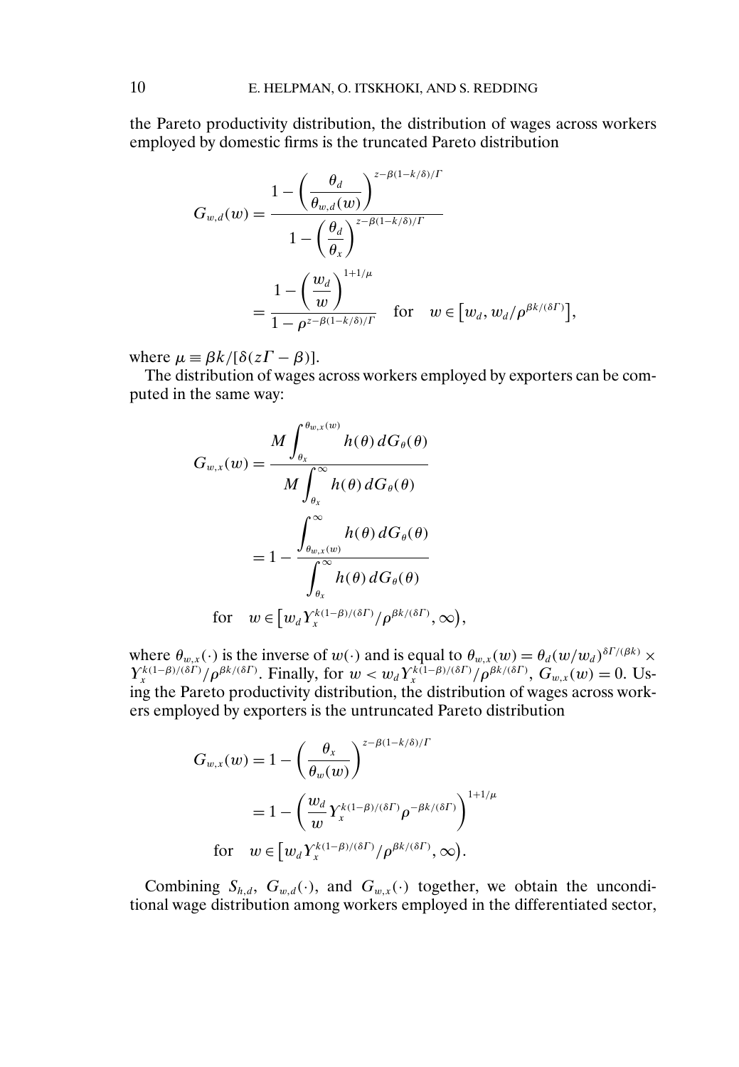the Pareto productivity distribution, the distribution of wages across workers employed by domestic firms is the truncated Pareto distribution

$$
\begin{aligned}
G_{w,d}(w) &= \frac{1-\left(\dfrac{\theta_d}{\theta_{w,d}(w)}\right)^{z-\beta(1-k/\delta)/\Gamma}}{1-\left(\dfrac{\theta_d}{\theta_x}\right)^{z-\beta(1-k/\delta)/\Gamma}} \\
&= \frac{1-\left(\dfrac{w_d}{w}\right)^{1+1/\mu}}{1-\rho^{z-\beta(1-k/\delta)/\Gamma}} \quad \text{for} \quad w \in \left[w_d, w_d/\rho^{\beta k/(\delta \Gamma)}\right],
\end{aligned}
$$

where $\mu \equiv \beta k/[\delta(z\Gamma - \beta)]$.

The distribution of wages across workers employed by exporters can be computed in the same way:

$$
\begin{aligned}
G_{w,x}(w) &= \frac{M\displaystyle\int_{\theta_x}^{\theta_{w,x}(w)} h(\theta)\, dG_\theta(\theta)}{M\displaystyle\int_{\theta_x}^{\infty} h(\theta)\, dG_\theta(\theta)} \\
&= 1 - \frac{\displaystyle\int_{\theta_{w,x}(w)}^{\infty} h(\theta)\, dG_\theta(\theta)}{\displaystyle\int_{\theta_x}^{\infty} h(\theta)\, dG_\theta(\theta)} \\
&\text{for} \quad w \in \left[w_d Y_x^{k(1-\beta)/(\delta\Gamma)}/\rho^{\beta k/(\delta\Gamma)}, \infty\right),
\end{aligned}
$$

where $\theta_{w,x}(\cdot)$ is the inverse of $w(\cdot)$ and is equal to $\theta_{w,x}(w) = \theta_d (w/w_d)^{\delta\Gamma/(\beta k)} \times Y_x^{k(1-\beta)/(\delta\Gamma)}/\rho^{\beta k/(\delta\Gamma)}$. Finally, for $w < w_d Y_x^{k(1-\beta)/(\delta\Gamma)}/\rho^{\beta k/(\delta\Gamma)}$, $G_{w,x}(w) = 0$. Using the Pareto productivity distribution, the distribution of wages across workers employed by exporters is the untruncated Pareto distribution

$$
\begin{aligned}
G_{w,x}(w) &= 1 - \left(\frac{\theta_x}{\theta_w(w)}\right)^{z-\beta(1-k/\delta)/\Gamma} \\
&= 1 - \left(\frac{w_d}{w} Y_x^{k(1-\beta)/(\delta\Gamma)} \rho^{-\beta k/(\delta\Gamma)}\right)^{1+1/\mu} \\
&\text{for} \quad w \in \left[w_d Y_x^{k(1-\beta)/(\delta\Gamma)}/\rho^{\beta k/(\delta\Gamma)}, \infty\right).
\end{aligned}
$$

Combining $S_{h,d}$, $G_{w,d}(\cdot)$, and $G_{w,x}(\cdot)$ together, we obtain the unconditional wage distribution among workers employed in the differentiated sector,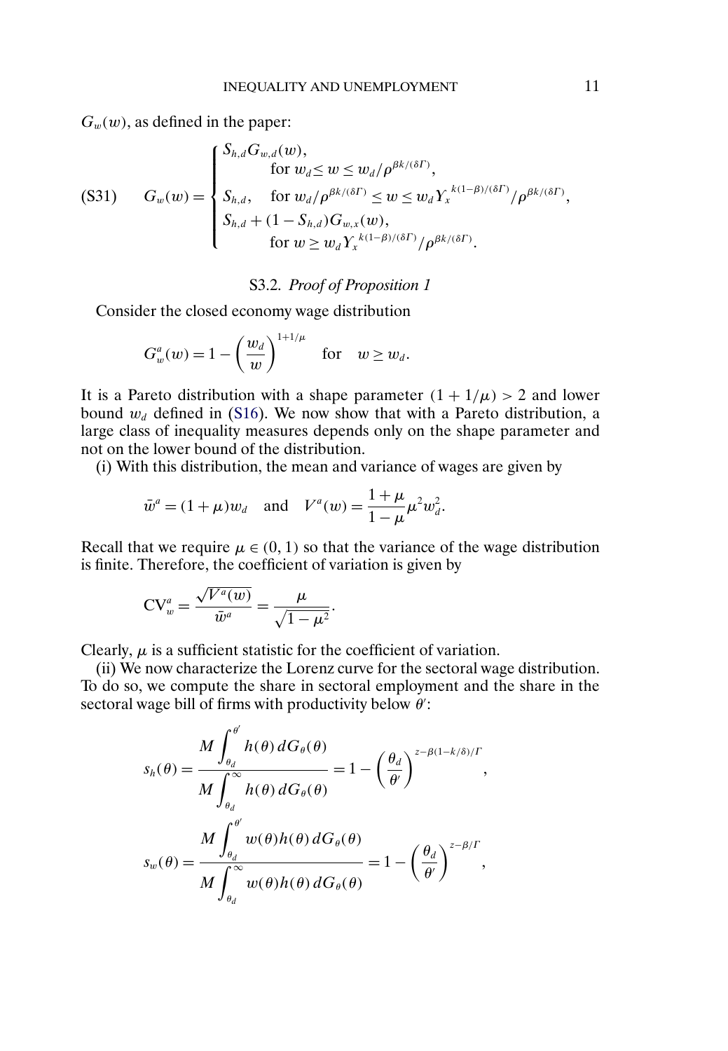$G_w(w)$, as defined in the paper:

$$
G_w(w) = \begin{cases} S_{h,d} G_{w,d}(w), \\ \qquad \text{for } w_d \leq w \leq w_d/\rho^{\beta k/(\delta \Gamma)}, \\ S_{h,d}, \quad \text{for } w_d/\rho^{\beta k/(\delta \Gamma)} \leq w \leq w_d Y_x^{k(1-\beta)/(\delta \Gamma)}/\rho^{\beta k/(\delta \Gamma)}, \\ S_{h,d} + (1 - S_{h,d}) G_{w,x}(w), \\ \qquad \text{for } w \geq w_d Y_x^{k(1-\beta)/(\delta \Gamma)}/\rho^{\beta k/(\delta \Gamma)}. \end{cases} \tag{S31}
$$

### S3.2. *Proof of Proposition 1*

Consider the closed economy wage distribution

$$
G_w^a(w) = 1 - \left( \frac{w_d}{w} \right)^{1+1/\mu} \quad \text{for} \quad w \geq w_d.
$$

It is a Pareto distribution with a shape parameter $(1 + 1/\mu) > 2$ and lower bound $w_d$ defined in (S16). We now show that with a Pareto distribution, a large class of inequality measures depends only on the shape parameter and not on the lower bound of the distribution.

(i) With this distribution, the mean and variance of wages are given by

$$
\bar{w}^a = (1 + \mu) w_d \quad \text{and} \quad V^a(w) = \frac{1 + \mu}{1 - \mu} \mu^2 w_d^2.
$$

Recall that we require $\mu \in (0, 1)$ so that the variance of the wage distribution is finite. Therefore, the coefficient of variation is given by

$$
\text{CV}_w^a = \frac{\sqrt{V^a(w)}}{\bar{w}^a} = \frac{\mu}{\sqrt{1 - \mu^2}}.
$$

Clearly, $\mu$ is a sufficient statistic for the coefficient of variation.

(ii) We now characterize the Lorenz curve for the sectoral wage distribution. To do so, we compute the share in sectoral employment and the share in the sectoral wage bill of firms with productivity below $\theta'$:

$$
s_h(\theta) = \frac{M \displaystyle\int_{\theta_d}^{\theta'} h(\theta)\, dG_\theta(\theta)}{M \displaystyle\int_{\theta_d}^{\infty} h(\theta)\, dG_\theta(\theta)} = 1 - \left( \frac{\theta_d}{\theta'} \right)^{z - \beta(1 - k/\delta)/\Gamma},
$$

$$
s_w(\theta) = \frac{M \displaystyle\int_{\theta_d}^{\theta'} w(\theta) h(\theta)\, dG_\theta(\theta)}{M \displaystyle\int_{\theta_d}^{\infty} w(\theta) h(\theta)\, dG_\theta(\theta)} = 1 - \left( \frac{\theta_d}{\theta'} \right)^{z - \beta/\Gamma},
$$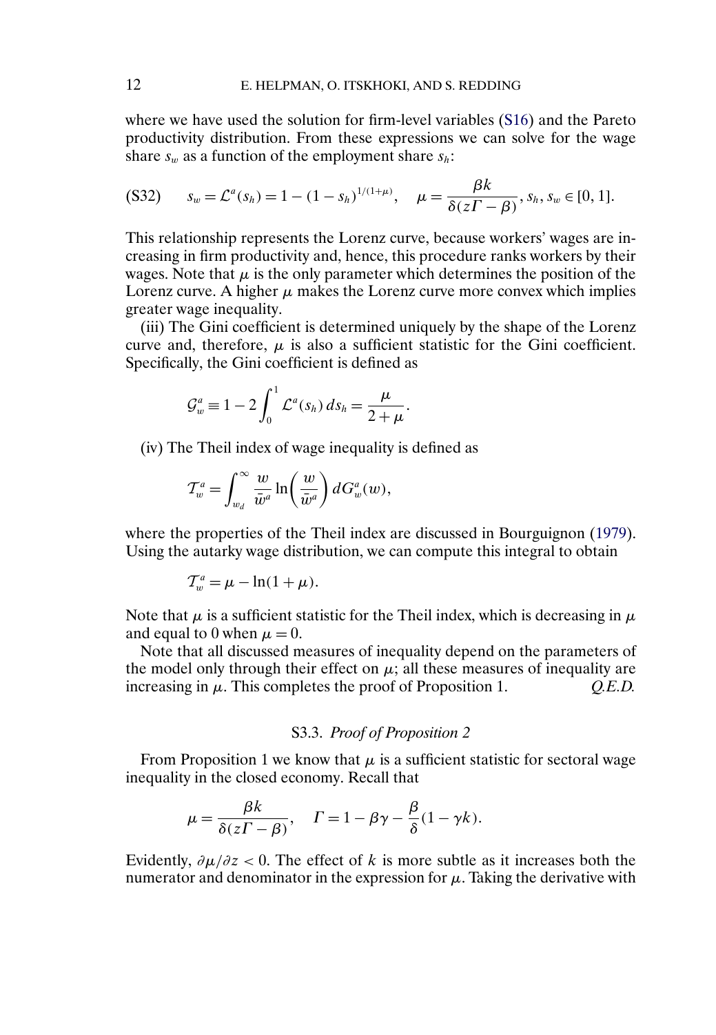where we have used the solution for firm-level variables (S16) and the Pareto productivity distribution. From these expressions we can solve for the wage share $s_w$ as a function of the employment share $s_h$:

$$s_w = \mathcal{L}^a(s_h) = 1 - (1 - s_h)^{1/(1+\mu)}, \quad \mu = \frac{\beta k}{\delta(z\Gamma - \beta)}, s_h, s_w \in [0, 1]. \tag{S32}$$

This relationship represents the Lorenz curve, because workers' wages are increasing in firm productivity and, hence, this procedure ranks workers by their wages. Note that $\mu$ is the only parameter which determines the position of the Lorenz curve. A higher $\mu$ makes the Lorenz curve more convex which implies greater wage inequality.

(iii) The Gini coefficient is determined uniquely by the shape of the Lorenz curve and, therefore, $\mu$ is also a sufficient statistic for the Gini coefficient. Specifically, the Gini coefficient is defined as

$$\mathcal{G}_w^a \equiv 1 - 2\int_0^1 \mathcal{L}^a(s_h)\, ds_h = \frac{\mu}{2+\mu}.$$

(iv) The Theil index of wage inequality is defined as

$$\mathcal{T}_w^a = \int_{w_d}^{\infty} \frac{w}{\bar{w}^a} \ln\left(\frac{w}{\bar{w}^a}\right) dG_w^a(w),$$

where the properties of the Theil index are discussed in Bourguignon (1979). Using the autarky wage distribution, we can compute this integral to obtain

$$\mathcal{T}_w^a = \mu - \ln(1+\mu).$$

Note that $\mu$ is a sufficient statistic for the Theil index, which is decreasing in $\mu$ and equal to 0 when $\mu = 0$.

Note that all discussed measures of inequality depend on the parameters of the model only through their effect on $\mu$; all these measures of inequality are increasing in $\mu$. This completes the proof of Proposition 1. *Q.E.D.*

### S3.3. *Proof of Proposition 2*

From Proposition 1 we know that $\mu$ is a sufficient statistic for sectoral wage inequality in the closed economy. Recall that

$$\mu = \frac{\beta k}{\delta(z\Gamma - \beta)}, \quad \Gamma = 1 - \beta\gamma - \frac{\beta}{\delta}(1 - \gamma k).$$

Evidently, $\partial\mu/\partial z < 0$. The effect of $k$ is more subtle as it increases both the numerator and denominator in the expression for $\mu$. Taking the derivative with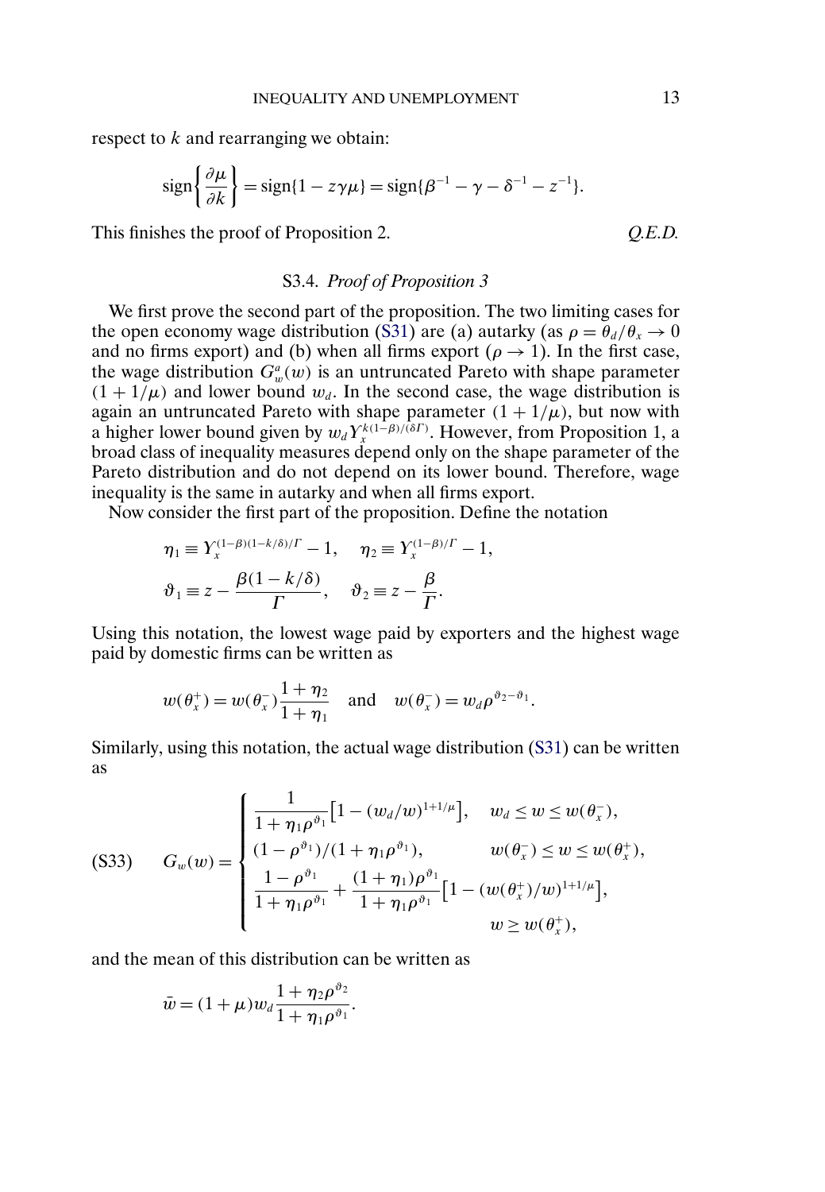respect to $k$ and rearranging we obtain:

$$\text{sign}\left\{\frac{\partial\mu}{\partial k}\right\} = \text{sign}\{1 - z\gamma\mu\} = \text{sign}\{\beta^{-1} - \gamma - \delta^{-1} - z^{-1}\}.$$

This finishes the proof of Proposition 2. *Q.E.D.*

### S3.4. *Proof of Proposition 3*

We first prove the second part of the proposition. The two limiting cases for the open economy wage distribution (S31) are (a) autarky (as $\rho = \theta_d/\theta_x \to 0$ and no firms export) and (b) when all firms export ($\rho \to 1$). In the first case, the wage distribution $G_w^a(w)$ is an untruncated Pareto with shape parameter $(1 + 1/\mu)$ and lower bound $w_d$. In the second case, the wage distribution is again an untruncated Pareto with shape parameter $(1 + 1/\mu)$, but now with a higher lower bound given by $w_d Y_x^{k(1-\beta)/(\delta\Gamma)}$. However, from Proposition 1, a broad class of inequality measures depend only on the shape parameter of the Pareto distribution and do not depend on its lower bound. Therefore, wage inequality is the same in autarky and when all firms export.

Now consider the first part of the proposition. Define the notation

$$\eta_1 \equiv Y_x^{(1-\beta)(1-k/\delta)/\Gamma} - 1, \quad \eta_2 \equiv Y_x^{(1-\beta)/\Gamma} - 1,$$
$$\vartheta_1 \equiv z - \frac{\beta(1 - k/\delta)}{\Gamma}, \quad \vartheta_2 \equiv z - \frac{\beta}{\Gamma}.$$

Using this notation, the lowest wage paid by exporters and the highest wage paid by domestic firms can be written as

$$w(\theta_x^+) = w(\theta_x^-)\frac{1 + \eta_2}{1 + \eta_1} \quad \text{and} \quad w(\theta_x^-) = w_d \rho^{\vartheta_2 - \vartheta_1}.$$

Similarly, using this notation, the actual wage distribution (S31) can be written as

$$G_w(w) = \begin{cases} \dfrac{1}{1 + \eta_1\rho^{\vartheta_1}}\left[1 - (w_d/w)^{1+1/\mu}\right], & w_d \le w \le w(\theta_x^-), \\ (1 - \rho^{\vartheta_1})/(1 + \eta_1\rho^{\vartheta_1}), & w(\theta_x^-) \le w \le w(\theta_x^+), \\ \dfrac{1 - \rho^{\vartheta_1}}{1 + \eta_1\rho^{\vartheta_1}} + \dfrac{(1 + \eta_1)\rho^{\vartheta_1}}{1 + \eta_1\rho^{\vartheta_1}}\left[1 - (w(\theta_x^+)/w)^{1+1/\mu}\right], & w \ge w(\theta_x^+), \end{cases} \tag{S33}$$

and the mean of this distribution can be written as

$$\bar{w} = (1 + \mu)w_d\frac{1 + \eta_2\rho^{\vartheta_2}}{1 + \eta_1\rho^{\vartheta_1}}.$$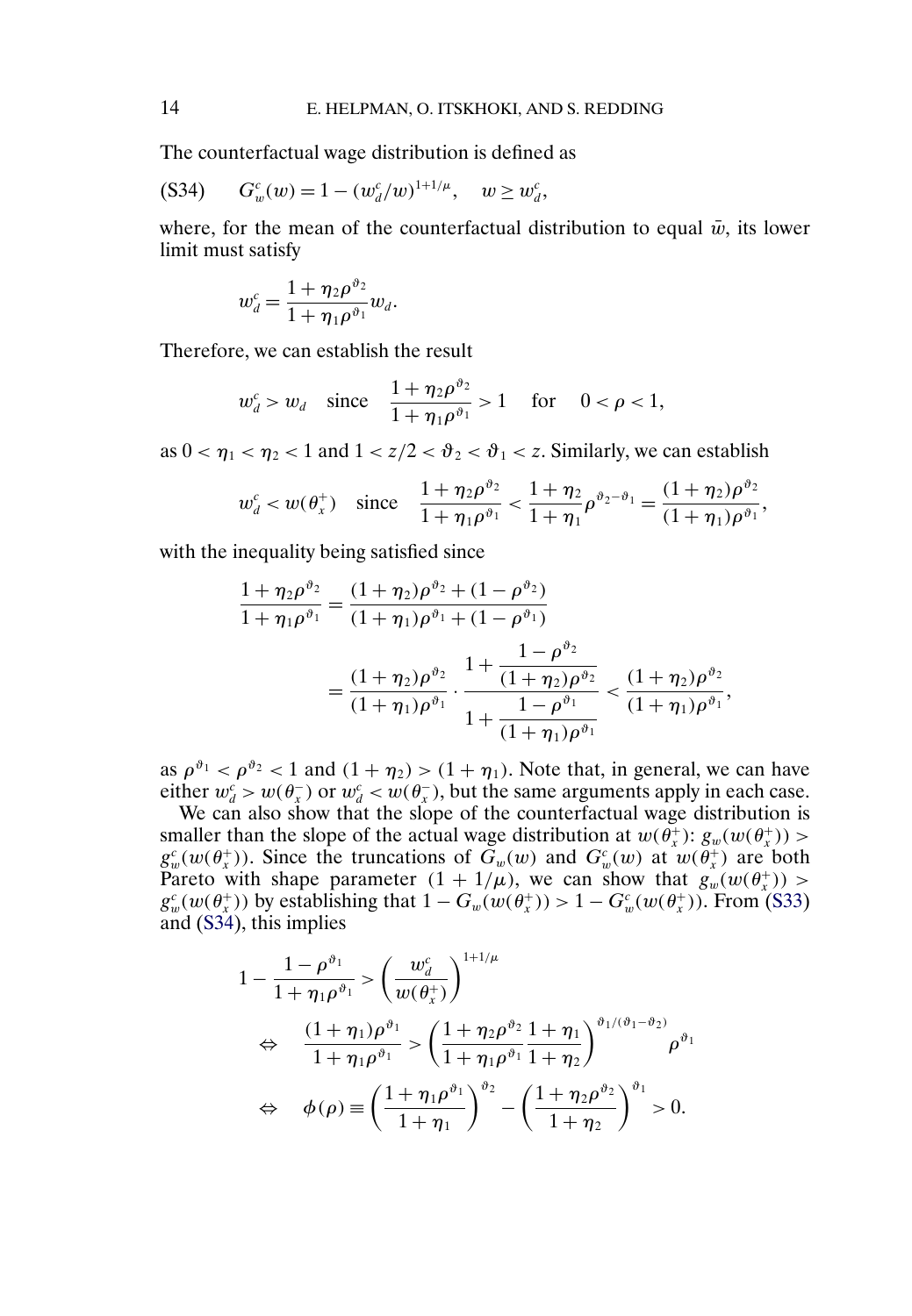The counterfactual wage distribution is defined as

$$G_w^c(w) = 1 - (w_d^c/w)^{1+1/\mu}, \quad w \geq w_d^c, \tag{S34}$$

where, for the mean of the counterfactual distribution to equal $\bar{w}$, its lower limit must satisfy

$$w_d^c = \frac{1+\eta_2\rho^{\vartheta_2}}{1+\eta_1\rho^{\vartheta_1}} w_d.$$

Therefore, we can establish the result

$$w_d^c > w_d \quad \text{since} \quad \frac{1+\eta_2\rho^{\vartheta_2}}{1+\eta_1\rho^{\vartheta_1}} > 1 \quad \text{for} \quad 0 < \rho < 1,$$

as $0 < \eta_1 < \eta_2 < 1$ and $1 < z/2 < \vartheta_2 < \vartheta_1 < z$. Similarly, we can establish

$$w_d^c < w(\theta_x^+) \quad \text{since} \quad \frac{1+\eta_2\rho^{\vartheta_2}}{1+\eta_1\rho^{\vartheta_1}} < \frac{1+\eta_2}{1+\eta_1}\rho^{\vartheta_2-\vartheta_1} = \frac{(1+\eta_2)\rho^{\vartheta_2}}{(1+\eta_1)\rho^{\vartheta_1}},$$

with the inequality being satisfied since

$$\begin{aligned}
\frac{1+\eta_2\rho^{\vartheta_2}}{1+\eta_1\rho^{\vartheta_1}} &= \frac{(1+\eta_2)\rho^{\vartheta_2} + (1-\rho^{\vartheta_2})}{(1+\eta_1)\rho^{\vartheta_1} + (1-\rho^{\vartheta_1})} \\
&= \frac{(1+\eta_2)\rho^{\vartheta_2}}{(1+\eta_1)\rho^{\vartheta_1}} \cdot \frac{1 + \dfrac{1-\rho^{\vartheta_2}}{(1+\eta_2)\rho^{\vartheta_2}}}{1 + \dfrac{1-\rho^{\vartheta_1}}{(1+\eta_1)\rho^{\vartheta_1}}} < \frac{(1+\eta_2)\rho^{\vartheta_2}}{(1+\eta_1)\rho^{\vartheta_1}},
\end{aligned}$$

as $\rho^{\vartheta_1} < \rho^{\vartheta_2} < 1$ and $(1+\eta_2) > (1+\eta_1)$. Note that, in general, we can have either $w_d^c > w(\theta_x^-)$ or $w_d^c < w(\theta_x^-)$, but the same arguments apply in each case.

We can also show that the slope of the counterfactual wage distribution is smaller than the slope of the actual wage distribution at $w(\theta_x^+)$: $g_w(w(\theta_x^+)) > g_w^c(w(\theta_x^+))$. Since the truncations of $G_w(w)$ and $G_w^c(w)$ at $w(\theta_x^+)$ are both Pareto with shape parameter $(1 + 1/\mu)$, we can show that $g_w(w(\theta_x^+)) > g_w^c(w(\theta_x^+))$ by establishing that $1 - G_w(w(\theta_x^+)) > 1 - G_w^c(w(\theta_x^+))$. From (S33) and (S34), this implies

$$\begin{aligned}
&1 - \frac{1-\rho^{\vartheta_1}}{1+\eta_1\rho^{\vartheta_1}} > \left(\frac{w_d^c}{w(\theta_x^+)}\right)^{1+1/\mu} \\
&\Leftrightarrow \quad \frac{(1+\eta_1)\rho^{\vartheta_1}}{1+\eta_1\rho^{\vartheta_1}} > \left(\frac{1+\eta_2\rho^{\vartheta_2}}{1+\eta_1\rho^{\vartheta_1}}\frac{1+\eta_1}{1+\eta_2}\right)^{\vartheta_1/(\vartheta_1-\vartheta_2)} \rho^{\vartheta_1} \\
&\Leftrightarrow \quad \phi(\rho) \equiv \left(\frac{1+\eta_1\rho^{\vartheta_1}}{1+\eta_1}\right)^{\vartheta_2} - \left(\frac{1+\eta_2\rho^{\vartheta_2}}{1+\eta_2}\right)^{\vartheta_1} > 0.
\end{aligned}$$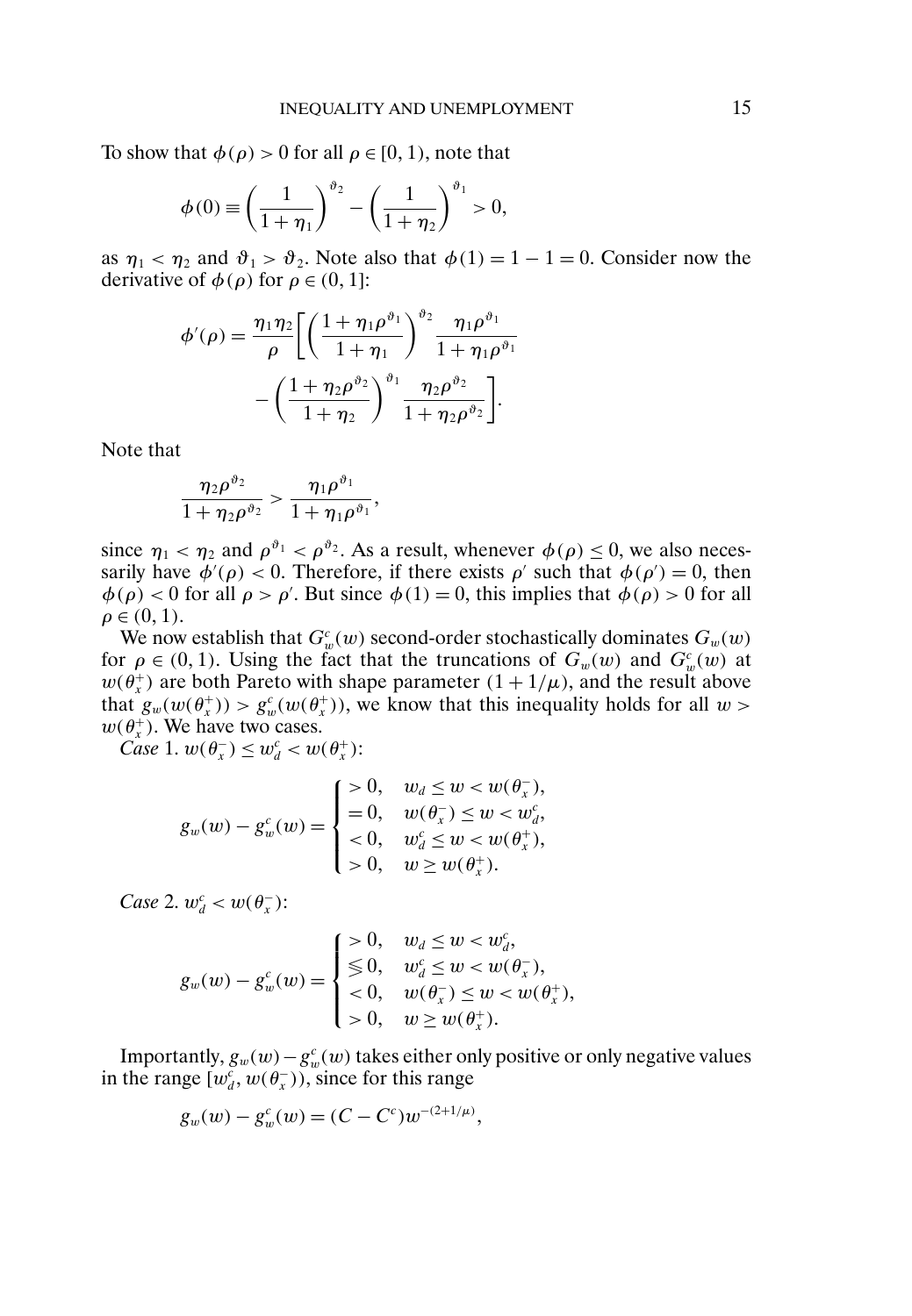To show that $\phi(\rho) > 0$ for all $\rho \in [0, 1)$, note that

$$\phi(0) \equiv \left(\frac{1}{1+\eta_1}\right)^{\vartheta_2} - \left(\frac{1}{1+\eta_2}\right)^{\vartheta_1} > 0,$$

as $\eta_1 < \eta_2$ and $\vartheta_1 > \vartheta_2$. Note also that $\phi(1) = 1 - 1 = 0$. Consider now the derivative of $\phi(\rho)$ for $\rho \in (0, 1]$:

$$\phi'(\rho) = \frac{\eta_1 \eta_2}{\rho}\left[\left(\frac{1+\eta_1\rho^{\vartheta_1}}{1+\eta_1}\right)^{\vartheta_2} \frac{\eta_1 \rho^{\vartheta_1}}{1+\eta_1\rho^{\vartheta_1}} - \left(\frac{1+\eta_2\rho^{\vartheta_2}}{1+\eta_2}\right)^{\vartheta_1} \frac{\eta_2 \rho^{\vartheta_2}}{1+\eta_2\rho^{\vartheta_2}}\right].$$

Note that

$$\frac{\eta_2 \rho^{\vartheta_2}}{1+\eta_2\rho^{\vartheta_2}} > \frac{\eta_1 \rho^{\vartheta_1}}{1+\eta_1\rho^{\vartheta_1}},$$

since $\eta_1 < \eta_2$ and $\rho^{\vartheta_1} < \rho^{\vartheta_2}$. As a result, whenever $\phi(\rho) \leq 0$, we also necessarily have $\phi'(\rho) < 0$. Therefore, if there exists $\rho'$ such that $\phi(\rho') = 0$, then $\phi(\rho) < 0$ for all $\rho > \rho'$. But since $\phi(1) = 0$, this implies that $\phi(\rho) > 0$ for all $\rho \in (0, 1)$.

We now establish that $G_w^c(w)$ second-order stochastically dominates $G_w(w)$ for $\rho \in (0, 1)$. Using the fact that the truncations of $G_w(w)$ and $G_w^c(w)$ at $w(\theta_x^+)$ are both Pareto with shape parameter $(1 + 1/\mu)$, and the result above that $g_w(w(\theta_x^+)) > g_w^c(w(\theta_x^+))$, we know that this inequality holds for all $w > w(\theta_x^+)$. We have two cases.

*Case* 1. $w(\theta_x^-) \leq w_d^c < w(\theta_x^+)$:

$$g_w(w) - g_w^c(w) = \begin{cases} > 0, & w_d \leq w < w(\theta_x^-), \\ = 0, & w(\theta_x^-) \leq w < w_d^c, \\ < 0, & w_d^c \leq w < w(\theta_x^+), \\ > 0, & w \geq w(\theta_x^+). \end{cases}$$

*Case* 2. $w_d^c < w(\theta_x^-)$:

$$g_w(w) - g_w^c(w) = \begin{cases} > 0, & w_d \leq w < w_d^c, \\ \lesseqgtr 0, & w_d^c \leq w < w(\theta_x^-), \\ < 0, & w(\theta_x^-) \leq w < w(\theta_x^+), \\ > 0, & w \geq w(\theta_x^+). \end{cases}$$

Importantly, $g_w(w) - g_w^c(w)$ takes either only positive or only negative values in the range $[w_d^c, w(\theta_x^-))$, since for this range

$$g_w(w) - g_w^c(w) = (C - C^c)w^{-(2+1/\mu)},$$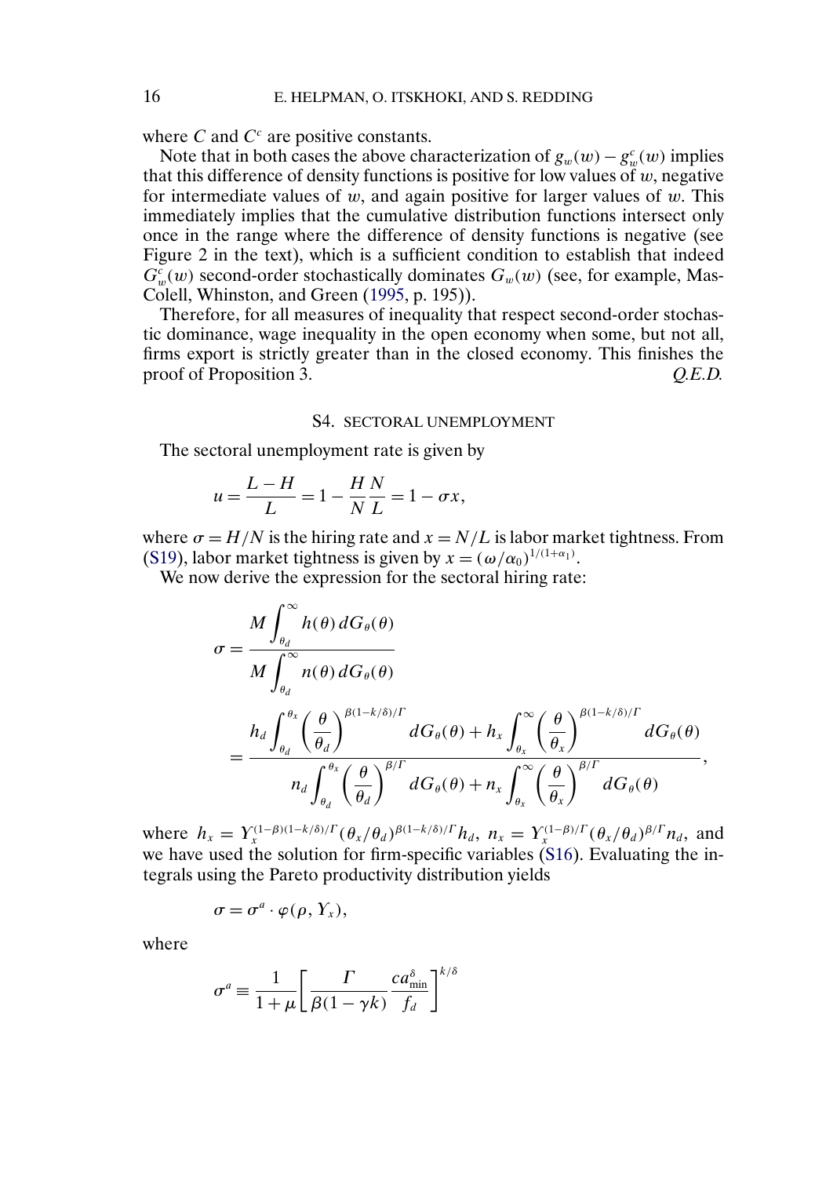where $C$ and $C^c$ are positive constants.

Note that in both cases the above characterization of $g_w(w) - g_w^c(w)$ implies that this difference of density functions is positive for low values of $w$, negative for intermediate values of $w$, and again positive for larger values of $w$. This immediately implies that the cumulative distribution functions intersect only once in the range where the difference of density functions is negative (see Figure 2 in the text), which is a sufficient condition to establish that indeed $G_w^c(w)$ second-order stochastically dominates $G_w(w)$ (see, for example, Mas-Colell, Whinston, and Green (1995, p. 195)).

Therefore, for all measures of inequality that respect second-order stochastic dominance, wage inequality in the open economy when some, but not all, firms export is strictly greater than in the closed economy. This finishes the proof of Proposition 3. *Q.E.D.*

## S4. SECTORAL UNEMPLOYMENT

The sectoral unemployment rate is given by

$$u = \frac{L - H}{L} = 1 - \frac{H}{N}\frac{N}{L} = 1 - \sigma x,$$

where $\sigma = H/N$ is the hiring rate and $x = N/L$ is labor market tightness. From (S19), labor market tightness is given by $x = (\omega/\alpha_0)^{1/(1+\alpha_1)}$.

We now derive the expression for the sectoral hiring rate:

$$\sigma = \frac{M\displaystyle\int_{\theta_d}^{\infty} h(\theta)\,dG_\theta(\theta)}{M\displaystyle\int_{\theta_d}^{\infty} n(\theta)\,dG_\theta(\theta)}$$

$$= \frac{h_d\displaystyle\int_{\theta_d}^{\theta_x}\left(\frac{\theta}{\theta_d}\right)^{\beta(1-k/\delta)/\Gamma} dG_\theta(\theta) + h_x\displaystyle\int_{\theta_x}^{\infty}\left(\frac{\theta}{\theta_x}\right)^{\beta(1-k/\delta)/\Gamma} dG_\theta(\theta)}{n_d\displaystyle\int_{\theta_d}^{\theta_x}\left(\frac{\theta}{\theta_d}\right)^{\beta/\Gamma} dG_\theta(\theta) + n_x\displaystyle\int_{\theta_x}^{\infty}\left(\frac{\theta}{\theta_x}\right)^{\beta/\Gamma} dG_\theta(\theta)},$$

where $h_x = Y_x^{(1-\beta)(1-k/\delta)/\Gamma}(\theta_x/\theta_d)^{\beta(1-k/\delta)/\Gamma}h_d$, $n_x = Y_x^{(1-\beta)/\Gamma}(\theta_x/\theta_d)^{\beta/\Gamma}n_d$, and we have used the solution for firm-specific variables (S16). Evaluating the integrals using the Pareto productivity distribution yields

$$\sigma = \sigma^a \cdot \varphi(\rho, Y_x),$$

where

$$\sigma^a \equiv \frac{1}{1+\mu}\left[\frac{\Gamma}{\beta(1-\gamma k)}\frac{ca_{\min}^{\delta}}{f_d}\right]^{k/\delta}$$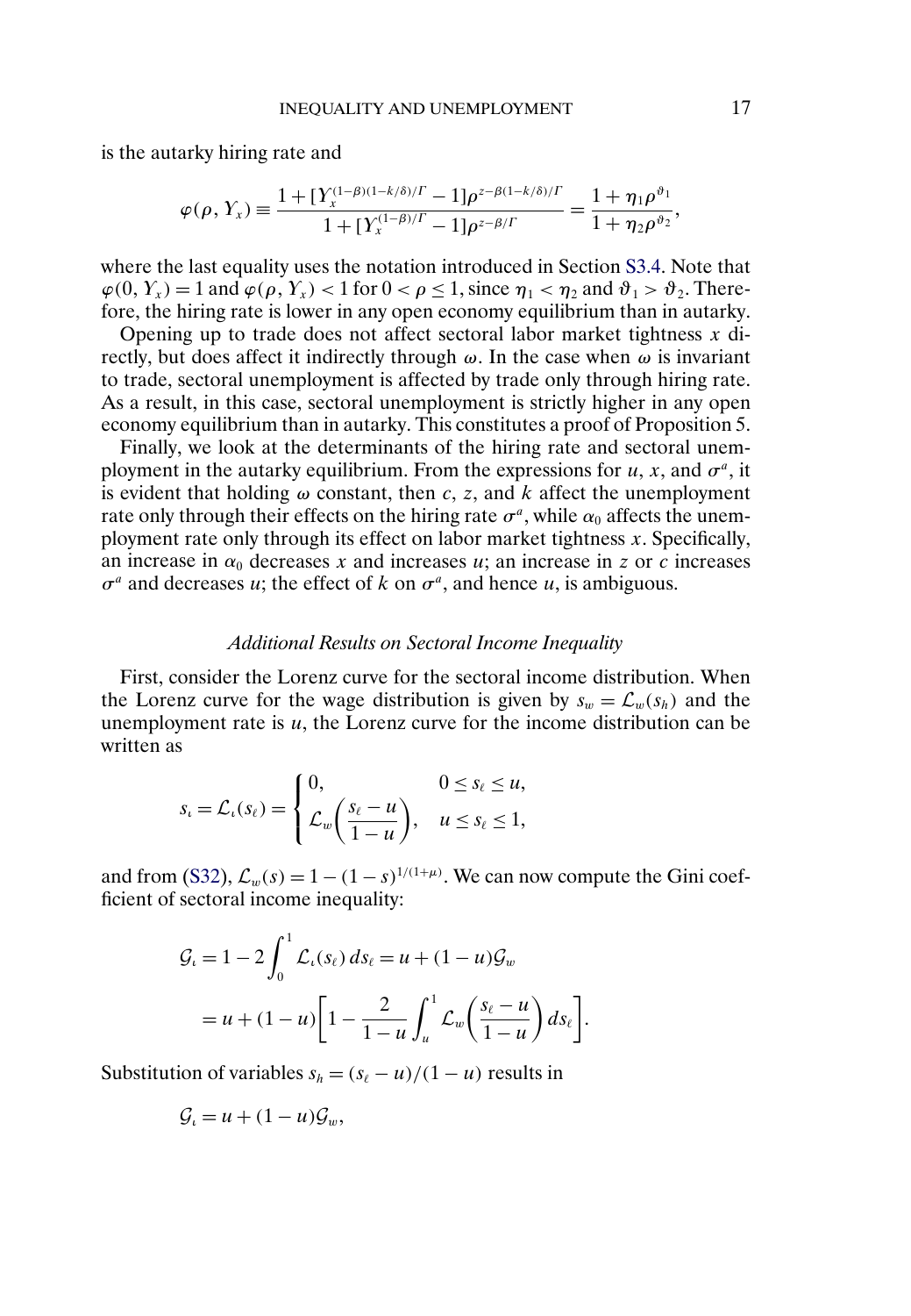is the autarky hiring rate and

$$\varphi(\rho, Y_x) \equiv \frac{1 + [Y_x^{(1-\beta)(1-k/\delta)/\Gamma} - 1]\rho^{z-\beta(1-k/\delta)/\Gamma}}{1 + [Y_x^{(1-\beta)/\Gamma} - 1]\rho^{z-\beta/\Gamma}} = \frac{1 + \eta_1 \rho^{\vartheta_1}}{1 + \eta_2 \rho^{\vartheta_2}},$$

where the last equality uses the notation introduced in Section S3.4. Note that $\varphi(0, Y_x) = 1$ and $\varphi(\rho, Y_x) < 1$ for $0 < \rho \leq 1$, since $\eta_1 < \eta_2$ and $\vartheta_1 > \vartheta_2$. Therefore, the hiring rate is lower in any open economy equilibrium than in autarky.

Opening up to trade does not affect sectoral labor market tightness $x$ directly, but does affect it indirectly through $\omega$. In the case when $\omega$ is invariant to trade, sectoral unemployment is affected by trade only through hiring rate. As a result, in this case, sectoral unemployment is strictly higher in any open economy equilibrium than in autarky. This constitutes a proof of Proposition 5.

Finally, we look at the determinants of the hiring rate and sectoral unemployment in the autarky equilibrium. From the expressions for $u$, $x$, and $\sigma^a$, it is evident that holding $\omega$ constant, then $c$, $z$, and $k$ affect the unemployment rate only through their effects on the hiring rate $\sigma^a$, while $\alpha_0$ affects the unemployment rate only through its effect on labor market tightness $x$. Specifically, an increase in $\alpha_0$ decreases $x$ and increases $u$; an increase in $z$ or $c$ increases $\sigma^a$ and decreases $u$; the effect of $k$ on $\sigma^a$, and hence $u$, is ambiguous.

### *Additional Results on Sectoral Income Inequality*

First, consider the Lorenz curve for the sectoral income distribution. When the Lorenz curve for the wage distribution is given by $s_w = \mathcal{L}_w(s_h)$ and the unemployment rate is $u$, the Lorenz curve for the income distribution can be written as

$$s_\iota = \mathcal{L}_\iota(s_\ell) = \begin{cases} 0, & 0 \leq s_\ell \leq u, \\ \mathcal{L}_w\left(\dfrac{s_\ell - u}{1-u}\right), & u \leq s_\ell \leq 1, \end{cases}$$

and from (S32), $\mathcal{L}_w(s) = 1 - (1-s)^{1/(1+\mu)}$. We can now compute the Gini coefficient of sectoral income inequality:

$$\begin{aligned} \mathcal{G}_\iota &= 1 - 2\int_0^1 \mathcal{L}_\iota(s_\ell)\, ds_\ell = u + (1-u)\mathcal{G}_w \\ &= u + (1-u)\left[1 - \frac{2}{1-u}\int_u^1 \mathcal{L}_w\left(\frac{s_\ell - u}{1-u}\right) ds_\ell\right]. \end{aligned}$$

Substitution of variables $s_h = (s_\ell - u)/(1-u)$ results in

$$\mathcal{G}_\iota = u + (1-u)\mathcal{G}_w,$$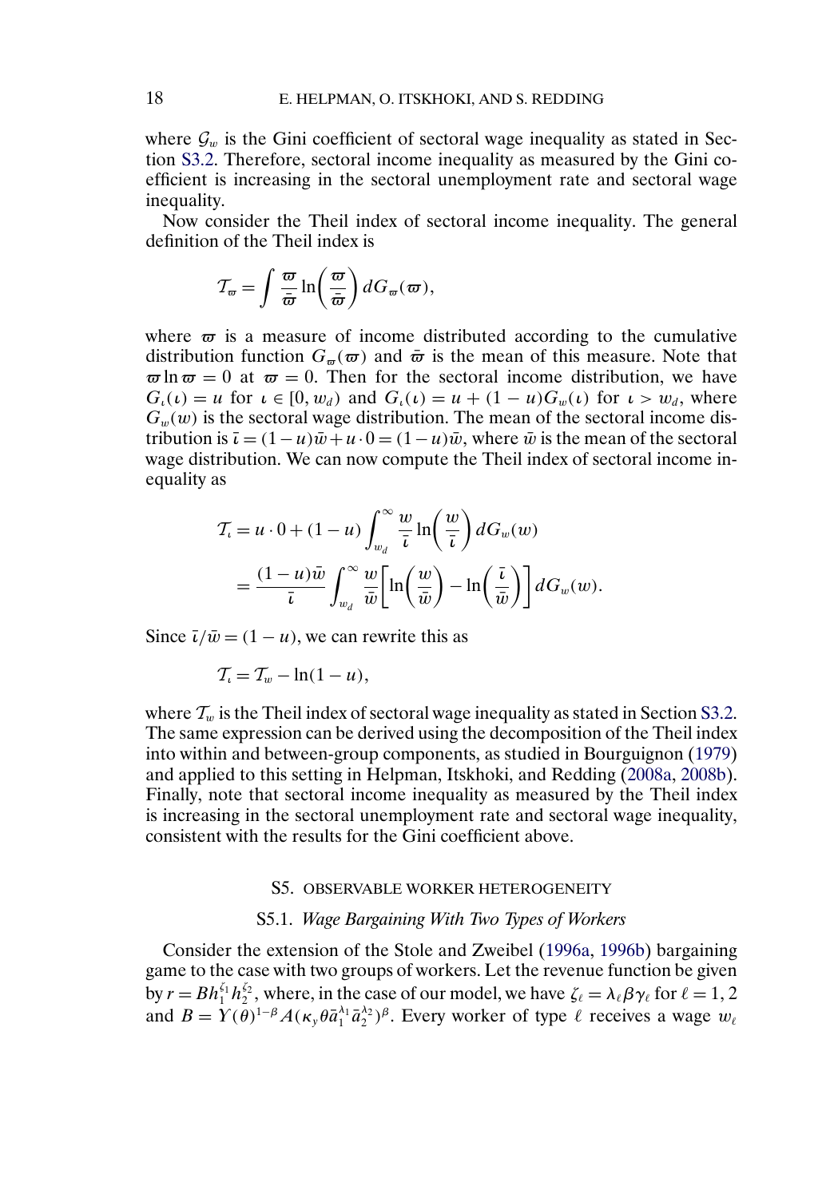where $\mathcal{G}_w$ is the Gini coefficient of sectoral wage inequality as stated in Section S3.2. Therefore, sectoral income inequality as measured by the Gini coefficient is increasing in the sectoral unemployment rate and sectoral wage inequality.

Now consider the Theil index of sectoral income inequality. The general definition of the Theil index is

$$\mathcal{T}_{\varpi} = \int \frac{\varpi}{\bar{\varpi}} \ln\left(\frac{\varpi}{\bar{\varpi}}\right) dG_{\varpi}(\varpi),$$

where $\varpi$ is a measure of income distributed according to the cumulative distribution function $G_{\varpi}(\varpi)$ and $\bar{\varpi}$ is the mean of this measure. Note that $\varpi \ln \varpi = 0$ at $\varpi = 0$. Then for the sectoral income distribution, we have $G_{\iota}(\iota) = u$ for $\iota \in [0, w_d)$ and $G_{\iota}(\iota) = u + (1-u)G_w(\iota)$ for $\iota > w_d$, where $G_w(w)$ is the sectoral wage distribution. The mean of the sectoral income distribution is $\bar{\iota} = (1-u)\bar{w} + u \cdot 0 = (1-u)\bar{w}$, where $\bar{w}$ is the mean of the sectoral wage distribution. We can now compute the Theil index of sectoral income inequality as

$$\begin{aligned}
\mathcal{T}_{\iota} &= u \cdot 0 + (1-u) \int_{w_d}^{\infty} \frac{w}{\bar{\iota}} \ln\left(\frac{w}{\bar{\iota}}\right) dG_w(w) \\
&= \frac{(1-u)\bar{w}}{\bar{\iota}} \int_{w_d}^{\infty} \frac{w}{\bar{w}} \left[\ln\left(\frac{w}{\bar{w}}\right) - \ln\left(\frac{\bar{\iota}}{\bar{w}}\right)\right] dG_w(w).
\end{aligned}$$

Since $\bar{\iota}/\bar{w} = (1-u)$, we can rewrite this as

$$\mathcal{T}_{\iota} = \mathcal{T}_w - \ln(1-u),$$

where $\mathcal{T}_w$ is the Theil index of sectoral wage inequality as stated in Section S3.2. The same expression can be derived using the decomposition of the Theil index into within and between-group components, as studied in Bourguignon (1979) and applied to this setting in Helpman, Itskhoki, and Redding (2008a, 2008b). Finally, note that sectoral income inequality as measured by the Theil index is increasing in the sectoral unemployment rate and sectoral wage inequality, consistent with the results for the Gini coefficient above.

## S5. OBSERVABLE WORKER HETEROGENEITY

### S5.1. *Wage Bargaining With Two Types of Workers*

Consider the extension of the Stole and Zweibel (1996a, 1996b) bargaining game to the case with two groups of workers. Let the revenue function be given by $r = Bh_1^{\zeta_1} h_2^{\zeta_2}$, where, in the case of our model, we have $\zeta_\ell = \lambda_\ell \beta \gamma_\ell$ for $\ell = 1, 2$ and $B = Y(\theta)^{1-\beta} A(\kappa_y \theta \bar{a}_1^{\lambda_1} \bar{a}_2^{\lambda_2})^{\beta}$. Every worker of type $\ell$ receives a wage $w_\ell$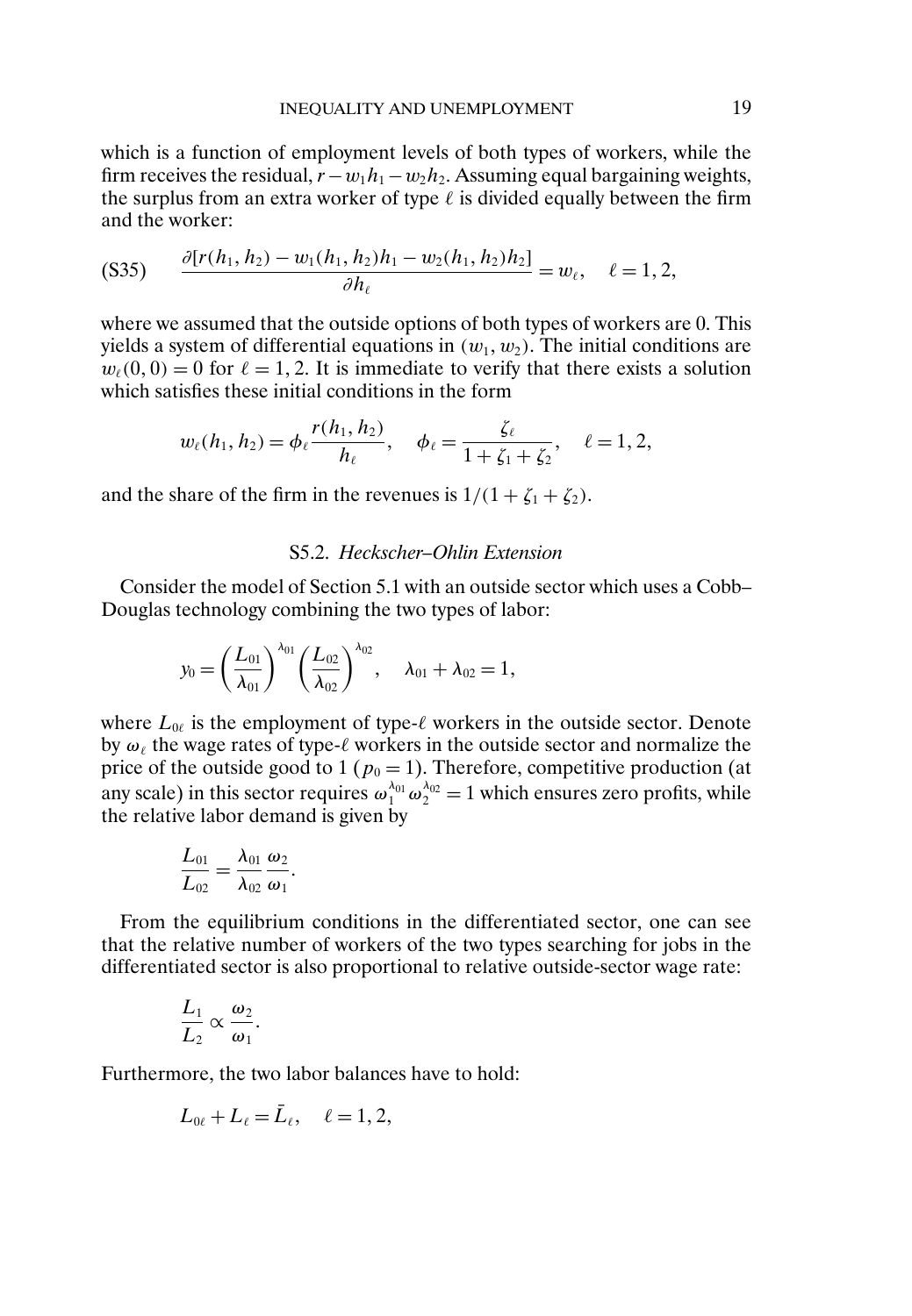which is a function of employment levels of both types of workers, while the firm receives the residual, $r - w_1 h_1 - w_2 h_2$. Assuming equal bargaining weights, the surplus from an extra worker of type $\ell$ is divided equally between the firm and the worker:

$$\text{(S35)} \qquad \frac{\partial[r(h_1, h_2) - w_1(h_1, h_2)h_1 - w_2(h_1, h_2)h_2]}{\partial h_\ell} = w_\ell, \quad \ell = 1, 2,$$

where we assumed that the outside options of both types of workers are 0. This yields a system of differential equations in $(w_1, w_2)$. The initial conditions are $w_\ell(0, 0) = 0$ for $\ell = 1, 2$. It is immediate to verify that there exists a solution which satisfies these initial conditions in the form

$$w_\ell(h_1, h_2) = \phi_\ell \frac{r(h_1, h_2)}{h_\ell}, \quad \phi_\ell = \frac{\zeta_\ell}{1 + \zeta_1 + \zeta_2}, \quad \ell = 1, 2,$$

and the share of the firm in the revenues is $1/(1 + \zeta_1 + \zeta_2)$.

### S5.2. *Heckscher–Ohlin Extension*

Consider the model of Section 5.1 with an outside sector which uses a Cobb–Douglas technology combining the two types of labor:

$$y_0 = \left(\frac{L_{01}}{\lambda_{01}}\right)^{\lambda_{01}} \left(\frac{L_{02}}{\lambda_{02}}\right)^{\lambda_{02}}, \quad \lambda_{01} + \lambda_{02} = 1,$$

where $L_{0\ell}$ is the employment of type-$\ell$ workers in the outside sector. Denote by $\omega_\ell$ the wage rates of type-$\ell$ workers in the outside sector and normalize the price of the outside good to 1 ($p_0 = 1$). Therefore, competitive production (at any scale) in this sector requires $\omega_1^{\lambda_{01}} \omega_2^{\lambda_{02}} = 1$ which ensures zero profits, while the relative labor demand is given by

$$\frac{L_{01}}{L_{02}} = \frac{\lambda_{01}}{\lambda_{02}} \frac{\omega_2}{\omega_1}.$$

From the equilibrium conditions in the differentiated sector, one can see that the relative number of workers of the two types searching for jobs in the differentiated sector is also proportional to relative outside-sector wage rate:

$$\frac{L_1}{L_2} \propto \frac{\omega_2}{\omega_1}.$$

Furthermore, the two labor balances have to hold:

$$L_{0\ell} + L_\ell = \bar{L}_\ell, \quad \ell = 1, 2,$$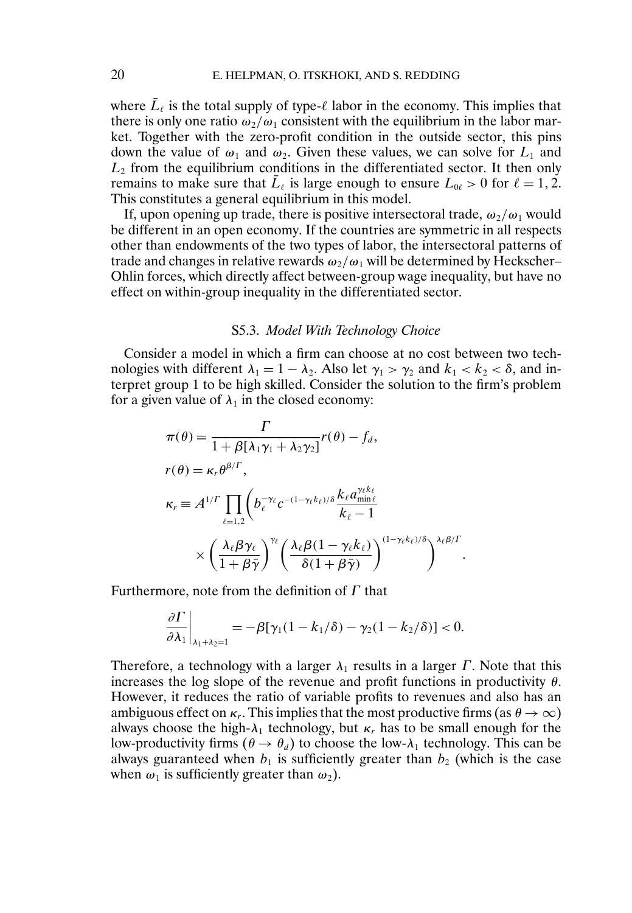where $\bar{L}_\ell$ is the total supply of type-$\ell$ labor in the economy. This implies that there is only one ratio $\omega_2/\omega_1$ consistent with the equilibrium in the labor market. Together with the zero-profit condition in the outside sector, this pins down the value of $\omega_1$ and $\omega_2$. Given these values, we can solve for $L_1$ and $L_2$ from the equilibrium conditions in the differentiated sector. It then only remains to make sure that $\bar{L}_\ell$ is large enough to ensure $L_{0\ell} > 0$ for $\ell = 1, 2$. This constitutes a general equilibrium in this model.

If, upon opening up trade, there is positive intersectoral trade, $\omega_2/\omega_1$ would be different in an open economy. If the countries are symmetric in all respects other than endowments of the two types of labor, the intersectoral patterns of trade and changes in relative rewards $\omega_2/\omega_1$ will be determined by Heckscher–Ohlin forces, which directly affect between-group wage inequality, but have no effect on within-group inequality in the differentiated sector.

### S5.3. *Model With Technology Choice*

Consider a model in which a firm can choose at no cost between two technologies with different $\lambda_1 = 1 - \lambda_2$. Also let $\gamma_1 > \gamma_2$ and $k_1 < k_2 < \delta$, and interpret group 1 to be high skilled. Consider the solution to the firm's problem for a given value of $\lambda_1$ in the closed economy:

$$
\begin{aligned}
\pi(\theta) &= \frac{\Gamma}{1 + \beta[\lambda_1 \gamma_1 + \lambda_2 \gamma_2]} r(\theta) - f_d, \\
r(\theta) &= \kappa_r \theta^{\beta/\Gamma}, \\
\kappa_r &\equiv A^{1/\Gamma} \prod_{\ell=1,2} \left( b_\ell^{-\gamma_\ell} c^{-(1-\gamma_\ell k_\ell)/\delta} \frac{k_\ell a_{\min \ell}^{\gamma_\ell k_\ell}}{k_\ell - 1} \right. \\
&\qquad \left. \times \left( \frac{\lambda_\ell \beta \gamma_\ell}{1 + \beta \bar{\gamma}} \right)^{\gamma_\ell} \left( \frac{\lambda_\ell \beta (1 - \gamma_\ell k_\ell)}{\delta (1 + \beta \bar{\gamma})} \right)^{(1-\gamma_\ell k_\ell)/\delta} \right)^{\lambda_\ell \beta / \Gamma}.
\end{aligned}
$$

Furthermore, note from the definition of $\Gamma$ that

$$
\left. \frac{\partial \Gamma}{\partial \lambda_1} \right|_{\lambda_1 + \lambda_2 = 1} = -\beta[\gamma_1(1 - k_1/\delta) - \gamma_2(1 - k_2/\delta)] < 0.
$$

Therefore, a technology with a larger $\lambda_1$ results in a larger $\Gamma$. Note that this increases the log slope of the revenue and profit functions in productivity $\theta$. However, it reduces the ratio of variable profits to revenues and also has an ambiguous effect on $\kappa_r$. This implies that the most productive firms (as $\theta \to \infty$) always choose the high-$\lambda_1$ technology, but $\kappa_r$ has to be small enough for the low-productivity firms ($\theta \to \theta_d$) to choose the low-$\lambda_1$ technology. This can be always guaranteed when $b_1$ is sufficiently greater than $b_2$ (which is the case when $\omega_1$ is sufficiently greater than $\omega_2$).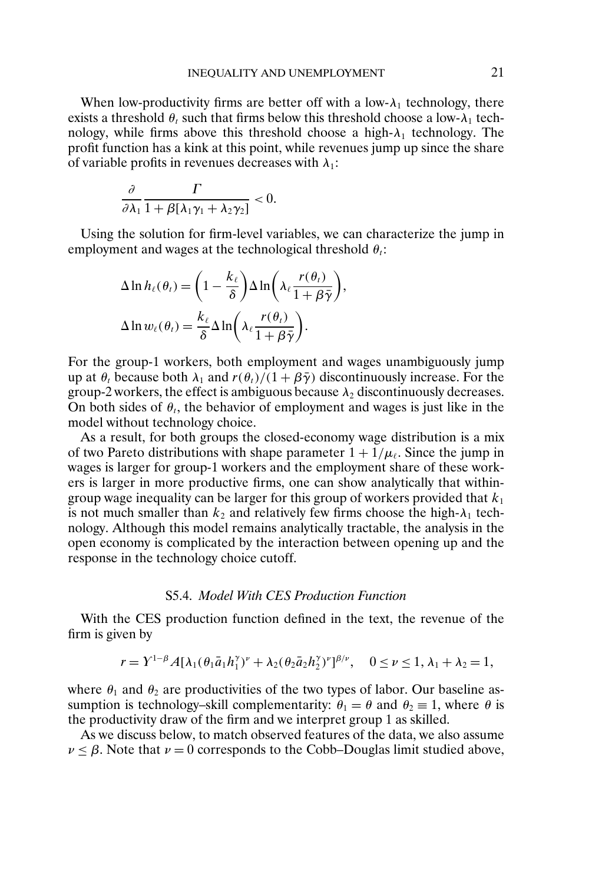When low-productivity firms are better off with a low-$\lambda_1$ technology, there exists a threshold $\theta_t$ such that firms below this threshold choose a low-$\lambda_1$ technology, while firms above this threshold choose a high-$\lambda_1$ technology. The profit function has a kink at this point, while revenues jump up since the share of variable profits in revenues decreases with $\lambda_1$:

$$\frac{\partial}{\partial \lambda_1} \frac{\Gamma}{1+\beta[\lambda_1\gamma_1+\lambda_2\gamma_2]} < 0.$$

Using the solution for firm-level variables, we can characterize the jump in employment and wages at the technological threshold $\theta_t$:

$$\Delta \ln h_\ell(\theta_t) = \left(1 - \frac{k_\ell}{\delta}\right) \Delta \ln\left(\lambda_\ell \frac{r(\theta_t)}{1+\beta\bar{\gamma}}\right),$$

$$\Delta \ln w_\ell(\theta_t) = \frac{k_\ell}{\delta} \Delta \ln\left(\lambda_\ell \frac{r(\theta_t)}{1+\beta\bar{\gamma}}\right).$$

For the group-1 workers, both employment and wages unambiguously jump up at $\theta_t$ because both $\lambda_1$ and $r(\theta_t)/(1+\beta\bar{\gamma})$ discontinuously increase. For the group-2 workers, the effect is ambiguous because $\lambda_2$ discontinuously decreases. On both sides of $\theta_t$, the behavior of employment and wages is just like in the model without technology choice.

As a result, for both groups the closed-economy wage distribution is a mix of two Pareto distributions with shape parameter $1 + 1/\mu_\ell$. Since the jump in wages is larger for group-1 workers and the employment share of these workers is larger in more productive firms, one can show analytically that within-group wage inequality can be larger for this group of workers provided that $k_1$ is not much smaller than $k_2$ and relatively few firms choose the high-$\lambda_1$ technology. Although this model remains analytically tractable, the analysis in the open economy is complicated by the interaction between opening up and the response in the technology choice cutoff.

### S5.4. *Model With CES Production Function*

With the CES production function defined in the text, the revenue of the firm is given by

$$r = Y^{1-\beta} A[\lambda_1(\theta_1 \bar{a}_1 h_1^\gamma)^\nu + \lambda_2(\theta_2 \bar{a}_2 h_2^\gamma)^\nu]^{\beta/\nu}, \quad 0 \leq \nu \leq 1, \lambda_1 + \lambda_2 = 1,$$

where $\theta_1$ and $\theta_2$ are productivities of the two types of labor. Our baseline assumption is technology–skill complementarity: $\theta_1 = \theta$ and $\theta_2 \equiv 1$, where $\theta$ is the productivity draw of the firm and we interpret group 1 as skilled.

As we discuss below, to match observed features of the data, we also assume $\nu \leq \beta$. Note that $\nu = 0$ corresponds to the Cobb–Douglas limit studied above,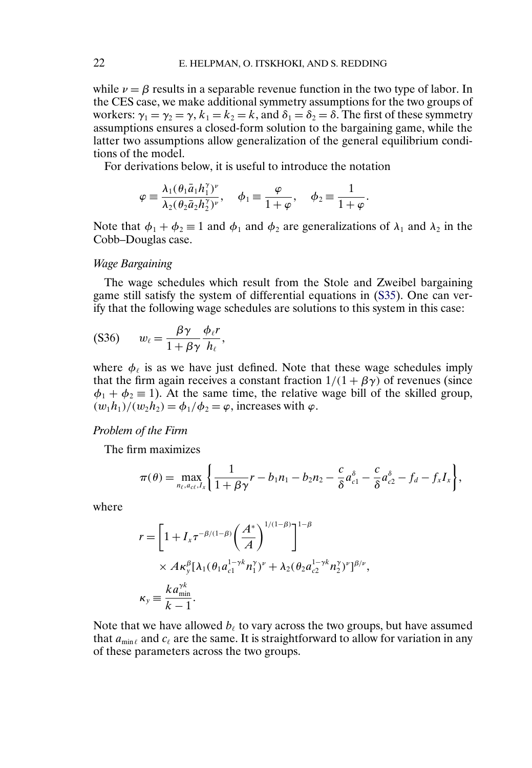while $\nu = \beta$ results in a separable revenue function in the two type of labor. In the CES case, we make additional symmetry assumptions for the two groups of workers: $\gamma_1 = \gamma_2 = \gamma$, $k_1 = k_2 = k$, and $\delta_1 = \delta_2 = \delta$. The first of these symmetry assumptions ensures a closed-form solution to the bargaining game, while the latter two assumptions allow generalization of the general equilibrium conditions of the model.

For derivations below, it is useful to introduce the notation

$$\varphi \equiv \frac{\lambda_1(\theta_1 \bar{a}_1 h_1^{\gamma})^{\nu}}{\lambda_2(\theta_2 \bar{a}_2 h_2^{\gamma})^{\nu}}, \quad \phi_1 \equiv \frac{\varphi}{1+\varphi}, \quad \phi_2 \equiv \frac{1}{1+\varphi}.$$

Note that $\phi_1 + \phi_2 \equiv 1$ and $\phi_1$ and $\phi_2$ are generalizations of $\lambda_1$ and $\lambda_2$ in the Cobb–Douglas case.

*Wage Bargaining*

The wage schedules which result from the Stole and Zweibel bargaining game still satisfy the system of differential equations in (S35). One can verify that the following wage schedules are solutions to this system in this case:

$$\text{(S36)} \qquad w_\ell = \frac{\beta\gamma}{1+\beta\gamma} \frac{\phi_\ell r}{h_\ell},$$

where $\phi_\ell$ is as we have just defined. Note that these wage schedules imply that the firm again receives a constant fraction $1/(1+\beta\gamma)$ of revenues (since $\phi_1 + \phi_2 \equiv 1$). At the same time, the relative wage bill of the skilled group, $(w_1 h_1)/(w_2 h_2) = \phi_1/\phi_2 = \varphi$, increases with $\varphi$.

*Problem of the Firm*

The firm maximizes

$$\pi(\theta) = \max_{n_\ell, a_{c\ell}, I_x} \left\{ \frac{1}{1+\beta\gamma} r - b_1 n_1 - b_2 n_2 - \frac{c}{\delta} a_{c1}^{\delta} - \frac{c}{\delta} a_{c2}^{\delta} - f_d - f_x I_x \right\},$$

where

$$\begin{aligned} r &= \left[1 + I_x \tau^{-\beta/(1-\beta)} \left(\frac{A^*}{A}\right)^{1/(1-\beta)}\right]^{1-\beta} \\ &\quad \times A \kappa_y^{\beta} [\lambda_1(\theta_1 a_{c1}^{1-\gamma k} n_1^{\gamma})^{\nu} + \lambda_2(\theta_2 a_{c2}^{1-\gamma k} n_2^{\gamma})^{\nu}]^{\beta/\nu}, \\ \kappa_y &\equiv \frac{k a_{\min}^{\gamma k}}{k-1}. \end{aligned}$$

Note that we have allowed $b_\ell$ to vary across the two groups, but have assumed that $a_{\min \ell}$ and $c_\ell$ are the same. It is straightforward to allow for variation in any of these parameters across the two groups.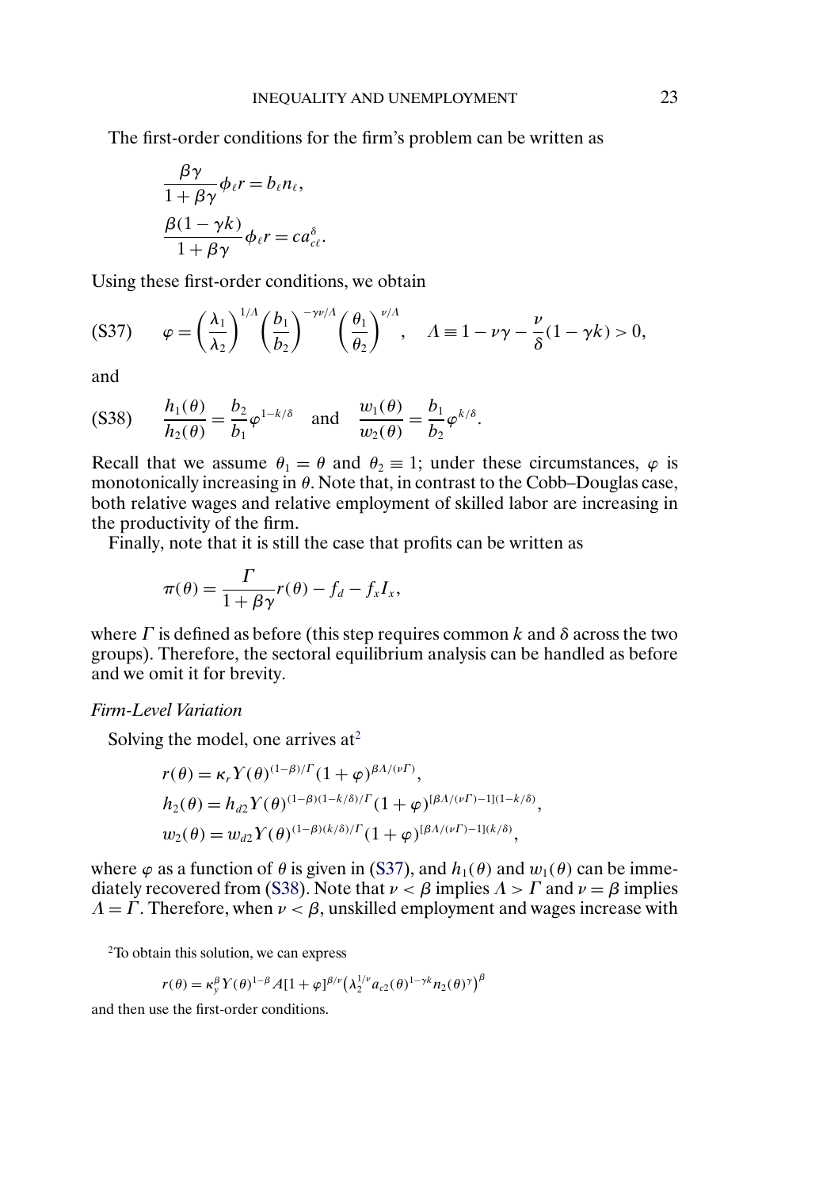The first-order conditions for the firm's problem can be written as

$$\frac{\beta\gamma}{1+\beta\gamma}\phi_\ell r = b_\ell n_\ell,$$

$$\frac{\beta(1-\gamma k)}{1+\beta\gamma}\phi_\ell r = c a_{c\ell}^{\delta}.$$

Using these first-order conditions, we obtain

$$\text{(S37)} \qquad \varphi = \left(\frac{\lambda_1}{\lambda_2}\right)^{1/\Lambda}\left(\frac{b_1}{b_2}\right)^{-\gamma\nu/\Lambda}\left(\frac{\theta_1}{\theta_2}\right)^{\nu/\Lambda}, \quad \Lambda \equiv 1-\nu\gamma-\frac{\nu}{\delta}(1-\gamma k) > 0,$$

and

$$\text{(S38)} \qquad \frac{h_1(\theta)}{h_2(\theta)} = \frac{b_2}{b_1}\varphi^{1-k/\delta} \quad \text{and} \quad \frac{w_1(\theta)}{w_2(\theta)} = \frac{b_1}{b_2}\varphi^{k/\delta}.$$

Recall that we assume $\theta_1 = \theta$ and $\theta_2 \equiv 1$; under these circumstances, $\varphi$ is monotonically increasing in $\theta$. Note that, in contrast to the Cobb–Douglas case, both relative wages and relative employment of skilled labor are increasing in the productivity of the firm.

Finally, note that it is still the case that profits can be written as

$$\pi(\theta) = \frac{\Gamma}{1+\beta\gamma}r(\theta) - f_d - f_x I_x,$$

where $\Gamma$ is defined as before (this step requires common $k$ and $\delta$ across the two groups). Therefore, the sectoral equilibrium analysis can be handled as before and we omit it for brevity.

*Firm-Level Variation*

Solving the model, one arrives at[2]

$$r(\theta) = \kappa_r Y(\theta)^{(1-\beta)/\Gamma}(1+\varphi)^{\beta\Lambda/(\nu\Gamma)},$$

$$h_2(\theta) = h_{d2} Y(\theta)^{(1-\beta)(1-k/\delta)/\Gamma}(1+\varphi)^{[\beta\Lambda/(\nu\Gamma)-1](1-k/\delta)},$$

$$w_2(\theta) = w_{d2} Y(\theta)^{(1-\beta)(k/\delta)/\Gamma}(1+\varphi)^{[\beta\Lambda/(\nu\Gamma)-1](k/\delta)},$$

where $\varphi$ as a function of $\theta$ is given in (S37), and $h_1(\theta)$ and $w_1(\theta)$ can be immediately recovered from (S38). Note that $\nu < \beta$ implies $\Lambda > \Gamma$ and $\nu = \beta$ implies $\Lambda = \Gamma$. Therefore, when $\nu < \beta$, unskilled employment and wages increase with

[2] To obtain this solution, we can express

$$r(\theta) = \kappa_y^{\beta} Y(\theta)^{1-\beta} A[1+\varphi]^{\beta/\nu}\left(\lambda_2^{1/\nu} a_{c2}(\theta)^{1-\gamma k} n_2(\theta)^{\gamma}\right)^{\beta}$$

and then use the first-order conditions.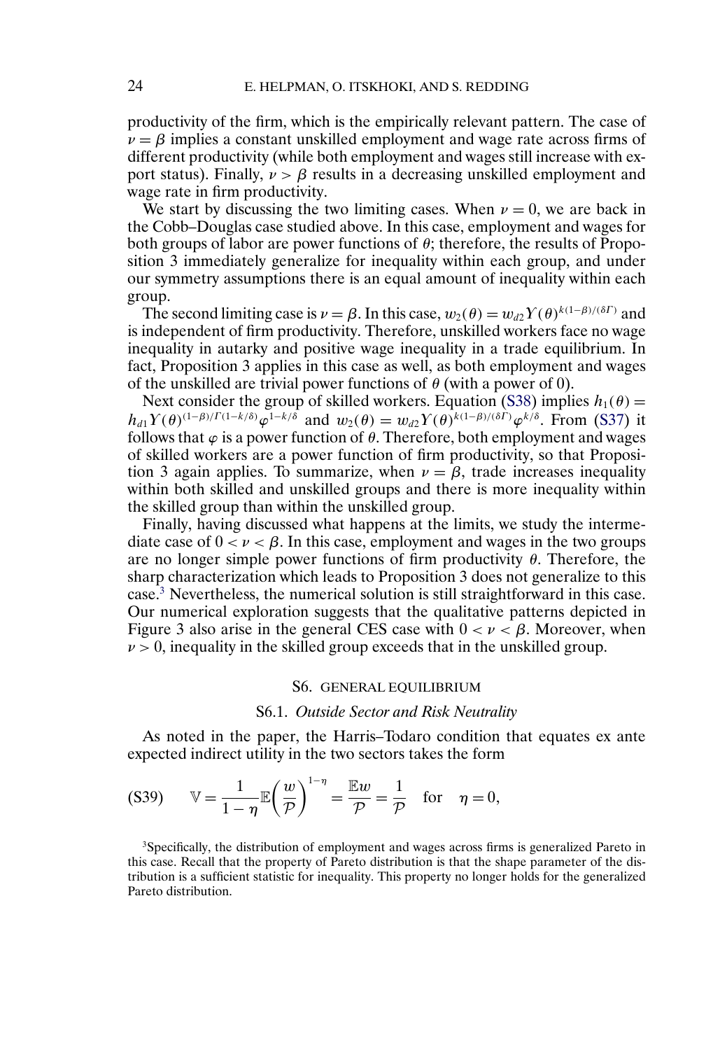productivity of the firm, which is the empirically relevant pattern. The case of $\nu = \beta$ implies a constant unskilled employment and wage rate across firms of different productivity (while both employment and wages still increase with export status). Finally, $\nu > \beta$ results in a decreasing unskilled employment and wage rate in firm productivity.

We start by discussing the two limiting cases. When $\nu = 0$, we are back in the Cobb–Douglas case studied above. In this case, employment and wages for both groups of labor are power functions of $\theta$; therefore, the results of Proposition 3 immediately generalize for inequality within each group, and under our symmetry assumptions there is an equal amount of inequality within each group.

The second limiting case is $\nu = \beta$. In this case, $w_2(\theta) = w_{d2}Y(\theta)^{k(1-\beta)/(\delta\Gamma)}$ and is independent of firm productivity. Therefore, unskilled workers face no wage inequality in autarky and positive wage inequality in a trade equilibrium. In fact, Proposition 3 applies in this case as well, as both employment and wages of the unskilled are trivial power functions of $\theta$ (with a power of 0).

Next consider the group of skilled workers. Equation (S38) implies $h_1(\theta) = h_{d1}Y(\theta)^{(1-\beta)/\Gamma(1-k/\delta)}\varphi^{1-k/\delta}$ and $w_2(\theta) = w_{d2}Y(\theta)^{k(1-\beta)/(\delta\Gamma)}\varphi^{k/\delta}$. From (S37) it follows that $\varphi$ is a power function of $\theta$. Therefore, both employment and wages of skilled workers are a power function of firm productivity, so that Proposition 3 again applies. To summarize, when $\nu = \beta$, trade increases inequality within both skilled and unskilled groups and there is more inequality within the skilled group than within the unskilled group.

Finally, having discussed what happens at the limits, we study the intermediate case of $0 < \nu < \beta$. In this case, employment and wages in the two groups are no longer simple power functions of firm productivity $\theta$. Therefore, the sharp characterization which leads to Proposition 3 does not generalize to this case.[3] Nevertheless, the numerical solution is still straightforward in this case. Our numerical exploration suggests that the qualitative patterns depicted in Figure 3 also arise in the general CES case with $0 < \nu < \beta$. Moreover, when $\nu > 0$, inequality in the skilled group exceeds that in the unskilled group.

## S6. GENERAL EQUILIBRIUM

### S6.1. *Outside Sector and Risk Neutrality*

As noted in the paper, the Harris–Todaro condition that equates ex ante expected indirect utility in the two sectors takes the form

$$\text{(S39)} \qquad \mathbb{V} = \frac{1}{1-\eta}\mathbb{E}\left(\frac{w}{\mathcal{P}}\right)^{1-\eta} = \frac{\mathbb{E}w}{\mathcal{P}} = \frac{1}{\mathcal{P}} \quad \text{for} \quad \eta = 0,$$

[3]Specifically, the distribution of employment and wages across firms is generalized Pareto in this case. Recall that the property of Pareto distribution is that the shape parameter of the distribution is a sufficient statistic for inequality. This property no longer holds for the generalized Pareto distribution.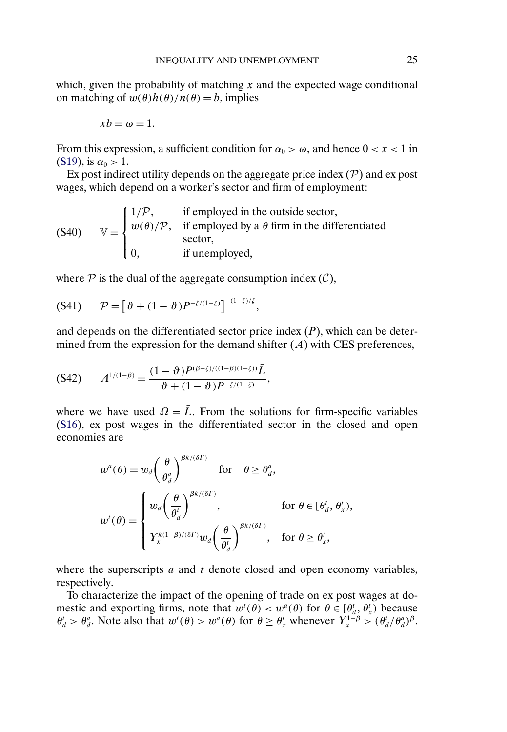which, given the probability of matching $x$ and the expected wage conditional on matching of $w(\theta)h(\theta)/n(\theta) = b$, implies

$$xb = \omega = 1.$$

From this expression, a sufficient condition for $\alpha_0 > \omega$, and hence $0 < x < 1$ in (S19), is $\alpha_0 > 1$.

Ex post indirect utility depends on the aggregate price index ($\mathcal{P}$) and ex post wages, which depend on a worker's sector and firm of employment:

$$\text{(S40)} \qquad \mathbb{V} = \begin{cases} 1/\mathcal{P}, & \text{if employed in the outside sector,} \\ w(\theta)/\mathcal{P}, & \text{if employed by a } \theta \text{ firm in the differentiated sector,} \\ 0, & \text{if unemployed,} \end{cases}$$

where $\mathcal{P}$ is the dual of the aggregate consumption index ($\mathcal{C}$),

$$\text{(S41)} \qquad \mathcal{P} = \left[\vartheta + (1-\vartheta)P^{-\zeta/(1-\zeta)}\right]^{-(1-\zeta)/\zeta},$$

and depends on the differentiated sector price index ($P$), which can be determined from the expression for the demand shifter ($A$) with CES preferences,

$$\text{(S42)} \qquad A^{1/(1-\beta)} = \frac{(1-\vartheta)P^{(\beta-\zeta)/((1-\beta)(1-\zeta))}\bar{L}}{\vartheta + (1-\vartheta)P^{-\zeta/(1-\zeta)}},$$

where we have used $\Omega = \bar{L}$. From the solutions for firm-specific variables (S16), ex post wages in the differentiated sector in the closed and open economies are

$$w^a(\theta) = w_d\left(\frac{\theta}{\theta_d^a}\right)^{\beta k/(\delta\Gamma)} \quad \text{for} \quad \theta \geq \theta_d^a,$$

$$w^t(\theta) = \begin{cases} w_d\left(\dfrac{\theta}{\theta_d^t}\right)^{\beta k/(\delta\Gamma)}, & \text{for } \theta \in [\theta_d^t, \theta_x^t), \\ \Upsilon_x^{k(1-\beta)/(\delta\Gamma)} w_d\left(\dfrac{\theta}{\theta_d^t}\right)^{\beta k/(\delta\Gamma)}, & \text{for } \theta \geq \theta_x^t, \end{cases}$$

where the superscripts $a$ and $t$ denote closed and open economy variables, respectively.

To characterize the impact of the opening of trade on ex post wages at domestic and exporting firms, note that $w^t(\theta) < w^a(\theta)$ for $\theta \in [\theta_d^t, \theta_x^t)$ because $\theta_d^t > \theta_d^a$. Note also that $w^t(\theta) > w^a(\theta)$ for $\theta \geq \theta_x^t$ whenever $\Upsilon_x^{1-\beta} > (\theta_d^t/\theta_d^a)^\beta$.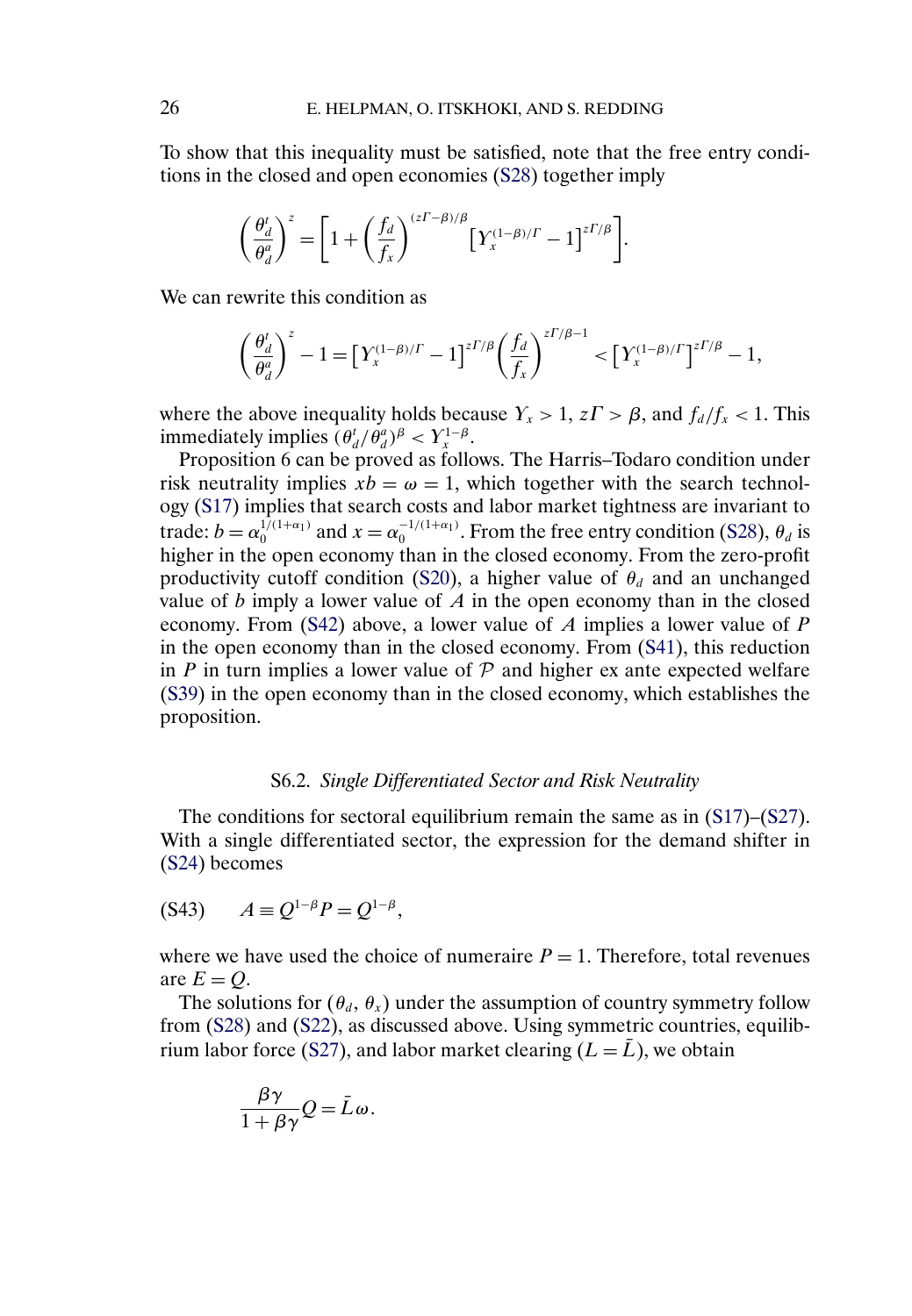To show that this inequality must be satisfied, note that the free entry conditions in the closed and open economies (S28) together imply

$$\left(\frac{\theta_d^t}{\theta_d^a}\right)^z = \left[1 + \left(\frac{f_d}{f_x}\right)^{(z\Gamma-\beta)/\beta}\left[Y_x^{(1-\beta)/\Gamma} - 1\right]^{z\Gamma/\beta}\right].$$

We can rewrite this condition as

$$\left(\frac{\theta_d^t}{\theta_d^a}\right)^z - 1 = \left[Y_x^{(1-\beta)/\Gamma} - 1\right]^{z\Gamma/\beta}\left(\frac{f_d}{f_x}\right)^{z\Gamma/\beta-1} < \left[Y_x^{(1-\beta)/\Gamma}\right]^{z\Gamma/\beta} - 1,$$

where the above inequality holds because $Y_x > 1$, $z\Gamma > \beta$, and $f_d/f_x < 1$. This immediately implies $(\theta_d^t/\theta_d^a)^\beta < Y_x^{1-\beta}$.

Proposition 6 can be proved as follows. The Harris–Todaro condition under risk neutrality implies $xb = \omega = 1$, which together with the search technology (S17) implies that search costs and labor market tightness are invariant to trade: $b = \alpha_0^{1/(1+\alpha_1)}$ and $x = \alpha_0^{-1/(1+\alpha_1)}$. From the free entry condition (S28), $\theta_d$ is higher in the open economy than in the closed economy. From the zero-profit productivity cutoff condition (S20), a higher value of $\theta_d$ and an unchanged value of $b$ imply a lower value of $A$ in the open economy than in the closed economy. From (S42) above, a lower value of $A$ implies a lower value of $P$ in the open economy than in the closed economy. From (S41), this reduction in $P$ in turn implies a lower value of $\mathcal{P}$ and higher ex ante expected welfare (S39) in the open economy than in the closed economy, which establishes the proposition.

### S6.2. *Single Differentiated Sector and Risk Neutrality*

The conditions for sectoral equilibrium remain the same as in (S17)–(S27). With a single differentiated sector, the expression for the demand shifter in (S24) becomes

$$A \equiv Q^{1-\beta}P = Q^{1-\beta}, \tag{S43}$$

where we have used the choice of numeraire $P = 1$. Therefore, total revenues are $E = Q$.

The solutions for $(\theta_d, \theta_x)$ under the assumption of country symmetry follow from (S28) and (S22), as discussed above. Using symmetric countries, equilibrium labor force (S27), and labor market clearing ($L = \bar{L}$), we obtain

$$\frac{\beta\gamma}{1+\beta\gamma}Q = \bar{L}\omega.$$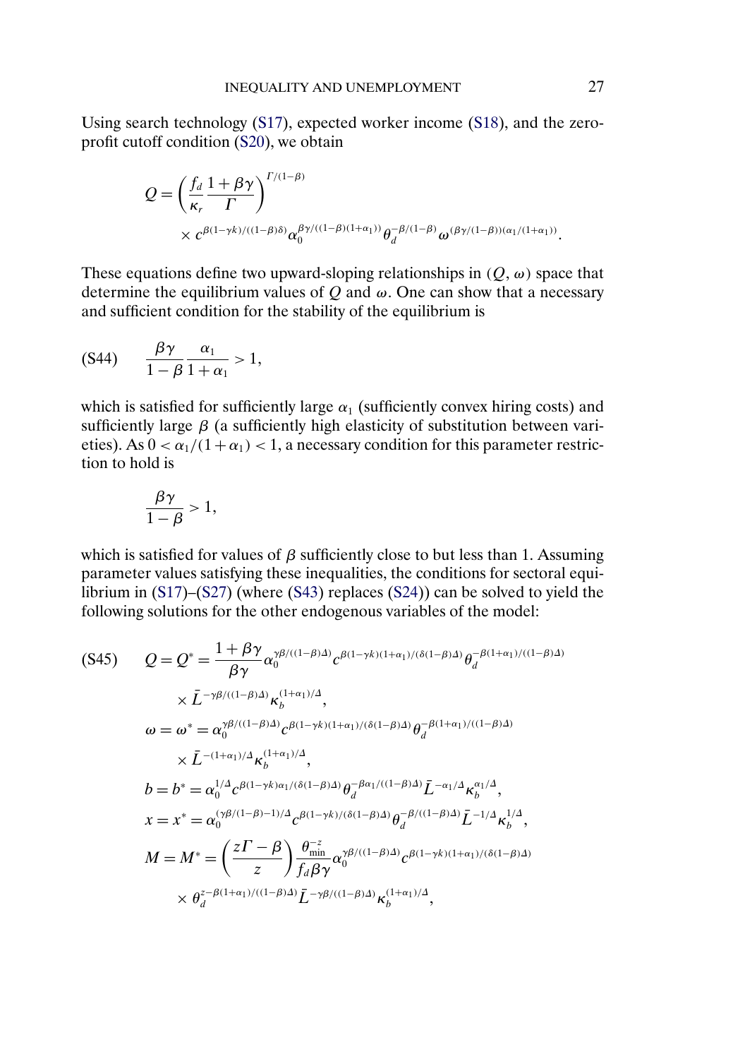Using search technology (S17), expected worker income (S18), and the zero-profit cutoff condition (S20), we obtain

$$Q = \left(\frac{f_d}{\kappa_r}\frac{1+\beta\gamma}{\Gamma}\right)^{\Gamma/(1-\beta)} \times c^{\beta(1-\gamma k)/((1-\beta)\delta)}\alpha_0^{\beta\gamma/((1-\beta)(1+\alpha_1))}\theta_d^{-\beta/(1-\beta)}\omega^{(\beta\gamma/(1-\beta))(\alpha_1/(1+\alpha_1))}.$$

These equations define two upward-sloping relationships in $(Q, \omega)$ space that determine the equilibrium values of $Q$ and $\omega$. One can show that a necessary and sufficient condition for the stability of the equilibrium is

$$\text{(S44)} \qquad \frac{\beta\gamma}{1-\beta}\frac{\alpha_1}{1+\alpha_1} > 1,$$

which is satisfied for sufficiently large $\alpha_1$ (sufficiently convex hiring costs) and sufficiently large $\beta$ (a sufficiently high elasticity of substitution between varieties). As $0 < \alpha_1/(1+\alpha_1) < 1$, a necessary condition for this parameter restriction to hold is

$$\frac{\beta\gamma}{1-\beta} > 1,$$

which is satisfied for values of $\beta$ sufficiently close to but less than 1. Assuming parameter values satisfying these inequalities, the conditions for sectoral equilibrium in (S17)–(S27) (where (S43) replaces (S24)) can be solved to yield the following solutions for the other endogenous variables of the model:

$$\text{(S45)} \qquad Q = Q^* = \frac{1+\beta\gamma}{\beta\gamma}\alpha_0^{\gamma\beta/((1-\beta)\Delta)}c^{\beta(1-\gamma k)(1+\alpha_1)/(\delta(1-\beta)\Delta)}\theta_d^{-\beta(1+\alpha_1)/((1-\beta)\Delta)} \times \bar{L}^{-\gamma\beta/((1-\beta)\Delta)}\kappa_b^{(1+\alpha_1)/\Delta},$$

$$\omega = \omega^* = \alpha_0^{\gamma\beta/((1-\beta)\Delta)}c^{\beta(1-\gamma k)(1+\alpha_1)/(\delta(1-\beta)\Delta)}\theta_d^{-\beta(1+\alpha_1)/((1-\beta)\Delta)} \times \bar{L}^{-(1+\alpha_1)/\Delta}\kappa_b^{(1+\alpha_1)/\Delta},$$

$$b = b^* = \alpha_0^{1/\Delta}c^{\beta(1-\gamma k)\alpha_1/(\delta(1-\beta)\Delta)}\theta_d^{-\beta\alpha_1/((1-\beta)\Delta)}\bar{L}^{-\alpha_1/\Delta}\kappa_b^{\alpha_1/\Delta},$$

$$x = x^* = \alpha_0^{(\gamma\beta/(1-\beta)-1)/\Delta}c^{\beta(1-\gamma k)/(\delta(1-\beta)\Delta)}\theta_d^{-\beta/((1-\beta)\Delta)}\bar{L}^{-1/\Delta}\kappa_b^{1/\Delta},$$

$$M = M^* = \left(\frac{z\Gamma-\beta}{z}\right)\frac{\theta_{\min}^{-z}}{f_d\beta\gamma}\alpha_0^{\gamma\beta/((1-\beta)\Delta)}c^{\beta(1-\gamma k)(1+\alpha_1)/(\delta(1-\beta)\Delta)} \times \theta_d^{z-\beta(1+\alpha_1)/((1-\beta)\Delta)}\bar{L}^{-\gamma\beta/((1-\beta)\Delta)}\kappa_b^{(1+\alpha_1)/\Delta},$$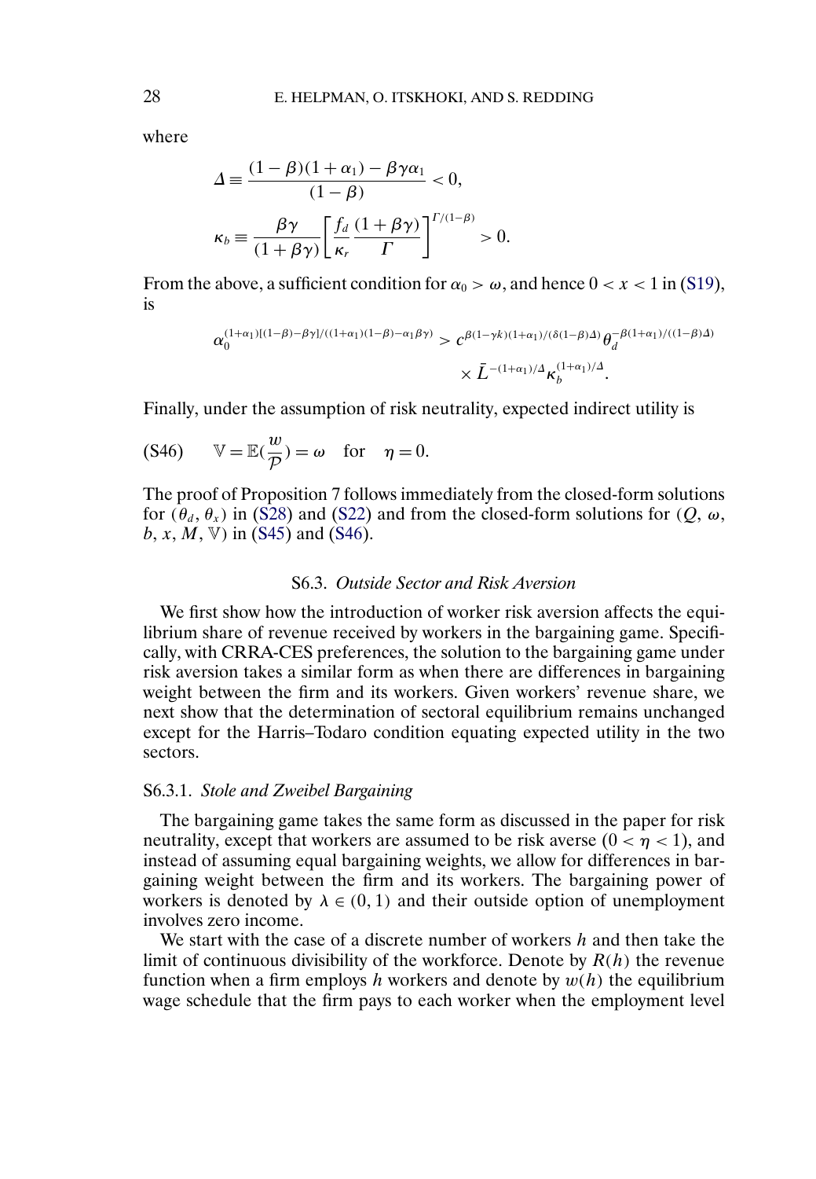where

$$\Delta \equiv \frac{(1-\beta)(1+\alpha_1) - \beta\gamma\alpha_1}{(1-\beta)} < 0,$$

$$\kappa_b \equiv \frac{\beta\gamma}{(1+\beta\gamma)} \left[ \frac{f_d}{\kappa_r} \frac{(1+\beta\gamma)}{\Gamma} \right]^{\Gamma/(1-\beta)} > 0.$$

From the above, a sufficient condition for $\alpha_0 > \omega$, and hence $0 < x < 1$ in (S19), is

$$\alpha_0^{(1+\alpha_1)[(1-\beta)-\beta\gamma]/((1+\alpha_1)(1-\beta)-\alpha_1\beta\gamma)} > c^{\beta(1-\gamma k)(1+\alpha_1)/(\delta(1-\beta)\Delta)} \theta_d^{-\beta(1+\alpha_1)/((1-\beta)\Delta)} \times \bar{L}^{-(1+\alpha_1)/\Delta} \kappa_b^{(1+\alpha_1)/\Delta}.$$

Finally, under the assumption of risk neutrality, expected indirect utility is

$$\text{(S46)} \qquad \mathbb{V} = \mathbb{E}\Big(\frac{w}{\mathcal{P}}\Big) = \omega \quad \text{for} \quad \eta = 0.$$

The proof of Proposition 7 follows immediately from the closed-form solutions for $(\theta_d, \theta_x)$ in (S28) and (S22) and from the closed-form solutions for $(Q, \omega, b, x, M, \mathbb{V})$ in (S45) and (S46).

### S6.3. *Outside Sector and Risk Aversion*

We first show how the introduction of worker risk aversion affects the equilibrium share of revenue received by workers in the bargaining game. Specifically, with CRRA-CES preferences, the solution to the bargaining game under risk aversion takes a similar form as when there are differences in bargaining weight between the firm and its workers. Given workers' revenue share, we next show that the determination of sectoral equilibrium remains unchanged except for the Harris–Todaro condition equating expected utility in the two sectors.

#### S6.3.1. *Stole and Zweibel Bargaining*

The bargaining game takes the same form as discussed in the paper for risk neutrality, except that workers are assumed to be risk averse ($0 < \eta < 1$), and instead of assuming equal bargaining weights, we allow for differences in bargaining weight between the firm and its workers. The bargaining power of workers is denoted by $\lambda \in (0, 1)$ and their outside option of unemployment involves zero income.

We start with the case of a discrete number of workers $h$ and then take the limit of continuous divisibility of the workforce. Denote by $R(h)$ the revenue function when a firm employs $h$ workers and denote by $w(h)$ the equilibrium wage schedule that the firm pays to each worker when the employment level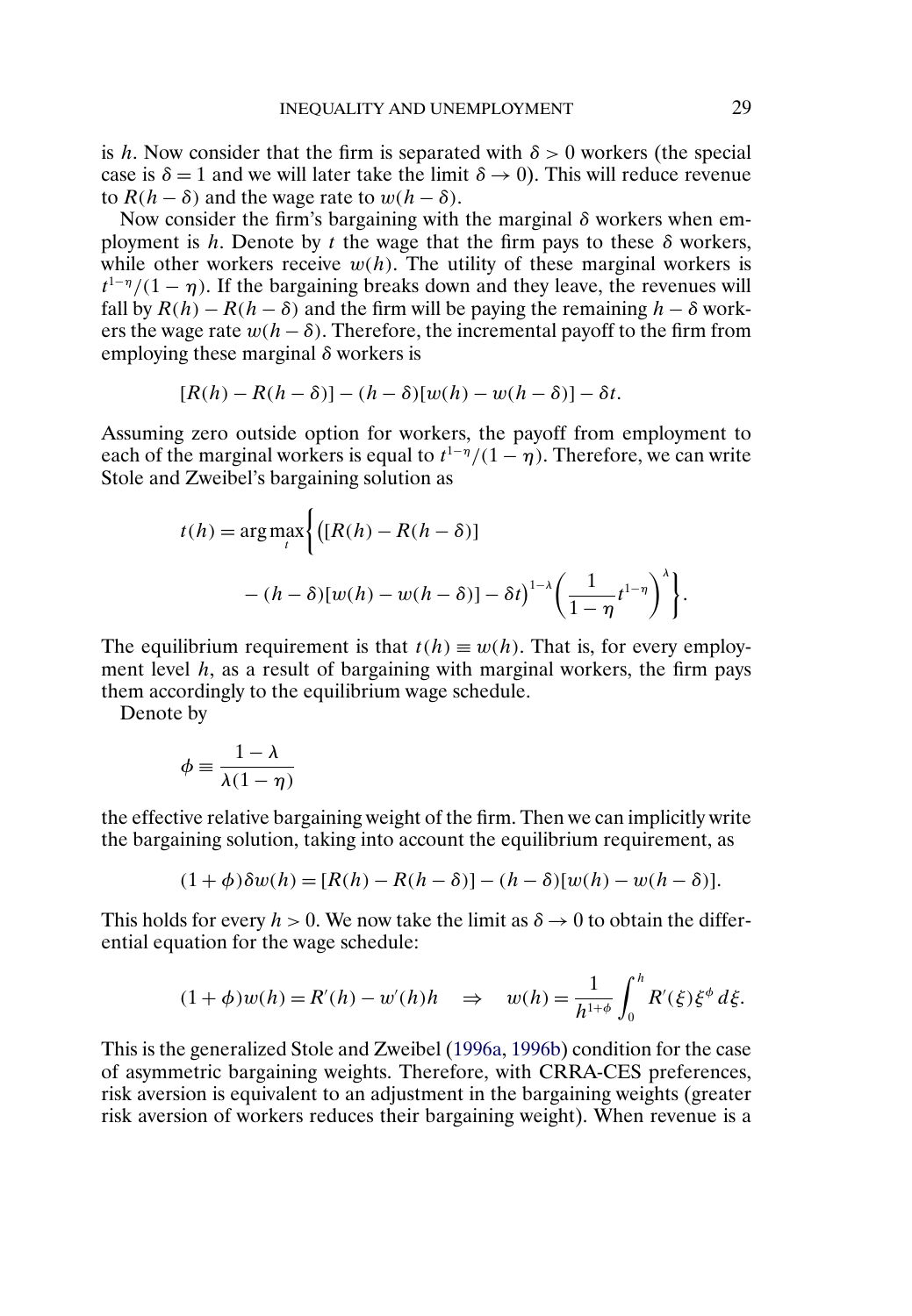is $h$. Now consider that the firm is separated with $\delta > 0$ workers (the special case is $\delta = 1$ and we will later take the limit $\delta \to 0$). This will reduce revenue to $R(h - \delta)$ and the wage rate to $w(h - \delta)$.

Now consider the firm's bargaining with the marginal $\delta$ workers when employment is $h$. Denote by $t$ the wage that the firm pays to these $\delta$ workers, while other workers receive $w(h)$. The utility of these marginal workers is $t^{1-\eta}/(1-\eta)$. If the bargaining breaks down and they leave, the revenues will fall by $R(h) - R(h - \delta)$ and the firm will be paying the remaining $h - \delta$ workers the wage rate $w(h - \delta)$. Therefore, the incremental payoff to the firm from employing these marginal $\delta$ workers is

$$[R(h) - R(h - \delta)] - (h - \delta)[w(h) - w(h - \delta)] - \delta t.$$

Assuming zero outside option for workers, the payoff from employment to each of the marginal workers is equal to $t^{1-\eta}/(1-\eta)$. Therefore, we can write Stole and Zweibel's bargaining solution as

$$t(h) = \arg\max_t \left\{ \left( [R(h) - R(h - \delta)] - (h - \delta)[w(h) - w(h - \delta)] - \delta t \right)^{1-\lambda} \left( \frac{1}{1-\eta} t^{1-\eta} \right)^{\lambda} \right\}.$$

The equilibrium requirement is that $t(h) \equiv w(h)$. That is, for every employment level $h$, as a result of bargaining with marginal workers, the firm pays them accordingly to the equilibrium wage schedule.

Denote by

$$\phi \equiv \frac{1-\lambda}{\lambda(1-\eta)}$$

the effective relative bargaining weight of the firm. Then we can implicitly write the bargaining solution, taking into account the equilibrium requirement, as

$$(1 + \phi)\delta w(h) = [R(h) - R(h - \delta)] - (h - \delta)[w(h) - w(h - \delta)].$$

This holds for every $h > 0$. We now take the limit as $\delta \to 0$ to obtain the differential equation for the wage schedule:

$$(1 + \phi) w(h) = R'(h) - w'(h) h \quad \Rightarrow \quad w(h) = \frac{1}{h^{1+\phi}} \int_0^h R'(\xi) \xi^{\phi} \, d\xi.$$

This is the generalized Stole and Zweibel (1996a, 1996b) condition for the case of asymmetric bargaining weights. Therefore, with CRRA-CES preferences, risk aversion is equivalent to an adjustment in the bargaining weights (greater risk aversion of workers reduces their bargaining weight). When revenue is a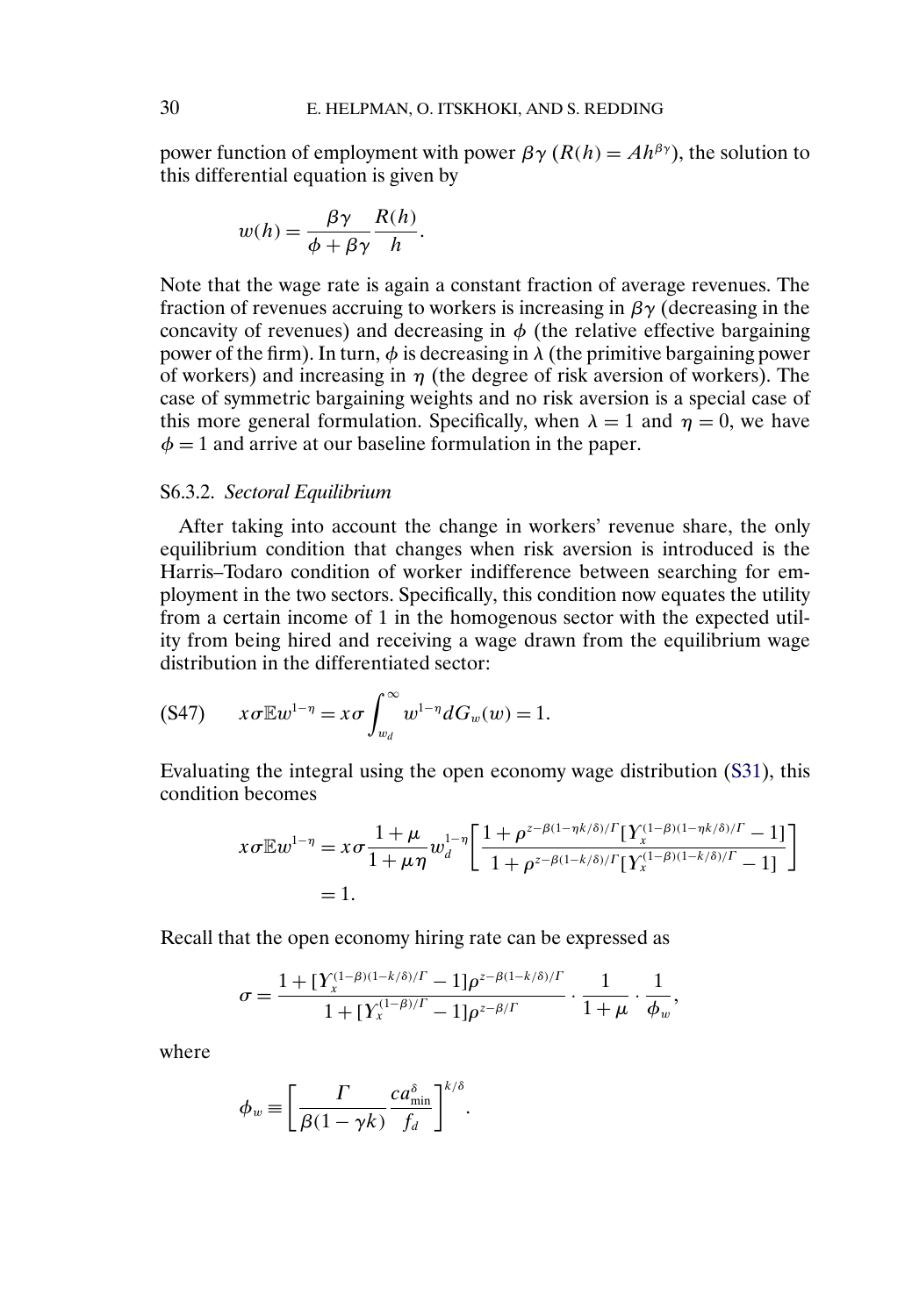power function of employment with power $\beta\gamma$ ($R(h) = Ah^{\beta\gamma}$), the solution to this differential equation is given by

$$w(h) = \frac{\beta\gamma}{\phi + \beta\gamma} \frac{R(h)}{h}.$$

Note that the wage rate is again a constant fraction of average revenues. The fraction of revenues accruing to workers is increasing in $\beta\gamma$ (decreasing in the concavity of revenues) and decreasing in $\phi$ (the relative effective bargaining power of the firm). In turn, $\phi$ is decreasing in $\lambda$ (the primitive bargaining power of workers) and increasing in $\eta$ (the degree of risk aversion of workers). The case of symmetric bargaining weights and no risk aversion is a special case of this more general formulation. Specifically, when $\lambda = 1$ and $\eta = 0$, we have $\phi = 1$ and arrive at our baseline formulation in the paper.

### S6.3.2. *Sectoral Equilibrium*

After taking into account the change in workers' revenue share, the only equilibrium condition that changes when risk aversion is introduced is the Harris–Todaro condition of worker indifference between searching for employment in the two sectors. Specifically, this condition now equates the utility from a certain income of 1 in the homogenous sector with the expected utility from being hired and receiving a wage drawn from the equilibrium wage distribution in the differentiated sector:

$$\text{(S47)} \qquad x\sigma\mathbb{E}w^{1-\eta} = x\sigma\int_{w_d}^{\infty} w^{1-\eta}\,dG_w(w) = 1.$$

Evaluating the integral using the open economy wage distribution (S31), this condition becomes

$$\begin{aligned} x\sigma\mathbb{E}w^{1-\eta} &= x\sigma\frac{1+\mu}{1+\mu\eta} w_d^{1-\eta}\left[\frac{1+\rho^{z-\beta(1-\eta k/\delta)/\Gamma}[\Upsilon_x^{(1-\beta)(1-\eta k/\delta)/\Gamma} - 1]}{1+\rho^{z-\beta(1-k/\delta)/\Gamma}[\Upsilon_x^{(1-\beta)(1-k/\delta)/\Gamma} - 1]}\right] \\ &= 1. \end{aligned}$$

Recall that the open economy hiring rate can be expressed as

$$\sigma = \frac{1 + [\Upsilon_x^{(1-\beta)(1-k/\delta)/\Gamma} - 1]\rho^{z-\beta(1-k/\delta)/\Gamma}}{1 + [\Upsilon_x^{(1-\beta)/\Gamma} - 1]\rho^{z-\beta/\Gamma}} \cdot \frac{1}{1+\mu} \cdot \frac{1}{\phi_w},$$

where

$$\phi_w \equiv \left[\frac{\Gamma}{\beta(1-\gamma k)} \frac{c a_{\min}^{\delta}}{f_d}\right]^{k/\delta}.$$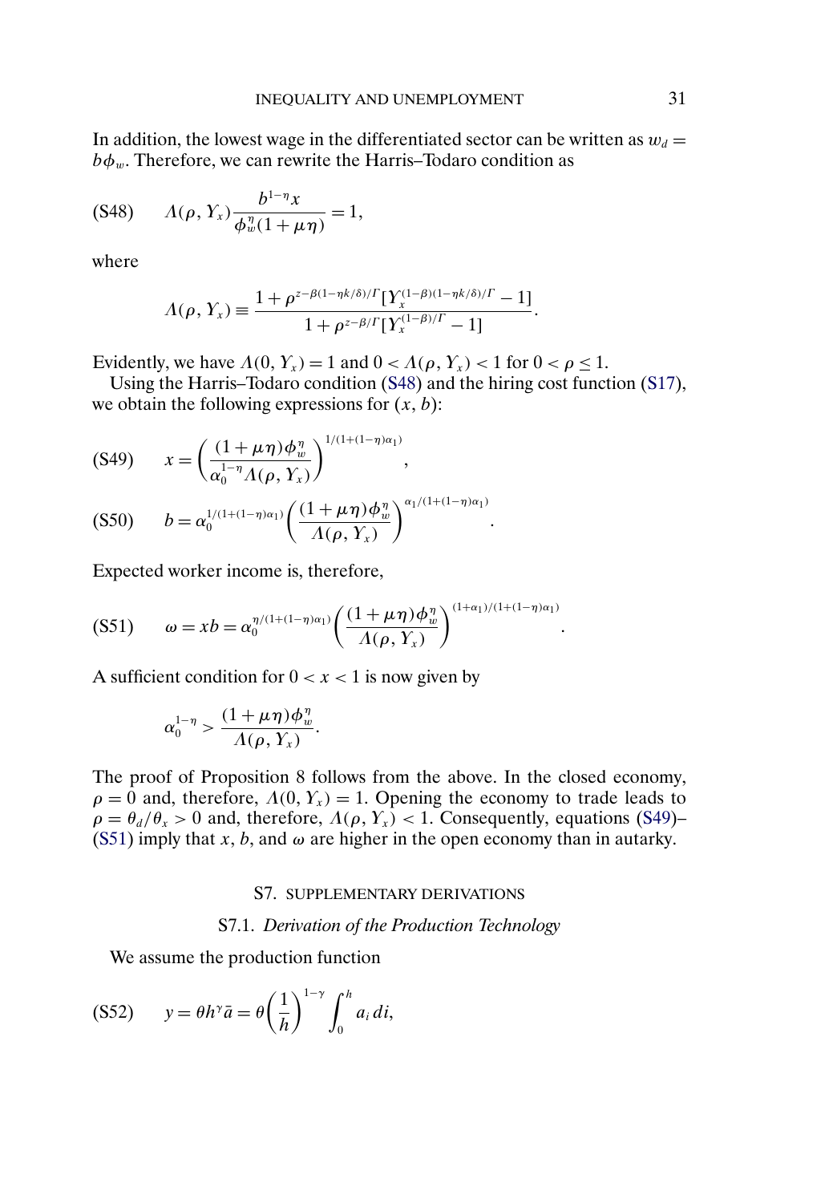In addition, the lowest wage in the differentiated sector can be written as $w_d = b\phi_w$. Therefore, we can rewrite the Harris–Todaro condition as

$$\Lambda(\rho, Y_x)\frac{b^{1-\eta}x}{\phi_w^{\eta}(1+\mu\eta)} = 1, \tag{S48}$$

where

$$\Lambda(\rho, Y_x) \equiv \frac{1+\rho^{z-\beta(1-\eta k/\delta)/\Gamma}[Y_x^{(1-\beta)(1-\eta k/\delta)/\Gamma}-1]}{1+\rho^{z-\beta/\Gamma}[Y_x^{(1-\beta)/\Gamma}-1]}.$$

Evidently, we have $\Lambda(0, Y_x) = 1$ and $0 < \Lambda(\rho, Y_x) < 1$ for $0 < \rho \leq 1$.

Using the Harris–Todaro condition (S48) and the hiring cost function (S17), we obtain the following expressions for $(x, b)$:

$$x = \left(\frac{(1+\mu\eta)\phi_w^{\eta}}{\alpha_0^{1-\eta}\Lambda(\rho, Y_x)}\right)^{1/(1+(1-\eta)\alpha_1)}, \tag{S49}$$

$$b = \alpha_0^{1/(1+(1-\eta)\alpha_1)}\left(\frac{(1+\mu\eta)\phi_w^{\eta}}{\Lambda(\rho, Y_x)}\right)^{\alpha_1/(1+(1-\eta)\alpha_1)}. \tag{S50}$$

Expected worker income is, therefore,

$$\omega = xb = \alpha_0^{\eta/(1+(1-\eta)\alpha_1)}\left(\frac{(1+\mu\eta)\phi_w^{\eta}}{\Lambda(\rho, Y_x)}\right)^{(1+\alpha_1)/(1+(1-\eta)\alpha_1)}. \tag{S51}$$

A sufficient condition for $0 < x < 1$ is now given by

$$\alpha_0^{1-\eta} > \frac{(1+\mu\eta)\phi_w^{\eta}}{\Lambda(\rho, Y_x)}.$$

The proof of Proposition 8 follows from the above. In the closed economy, $\rho = 0$ and, therefore, $\Lambda(0, Y_x) = 1$. Opening the economy to trade leads to $\rho = \theta_d/\theta_x > 0$ and, therefore, $\Lambda(\rho, Y_x) < 1$. Consequently, equations (S49)–(S51) imply that $x$, $b$, and $\omega$ are higher in the open economy than in autarky.

## S7. SUPPLEMENTARY DERIVATIONS

### S7.1. *Derivation of the Production Technology*

We assume the production function

$$y = \theta h^{\gamma}\bar{a} = \theta\left(\frac{1}{h}\right)^{1-\gamma}\int_0^h a_i\,di, \tag{S52}$$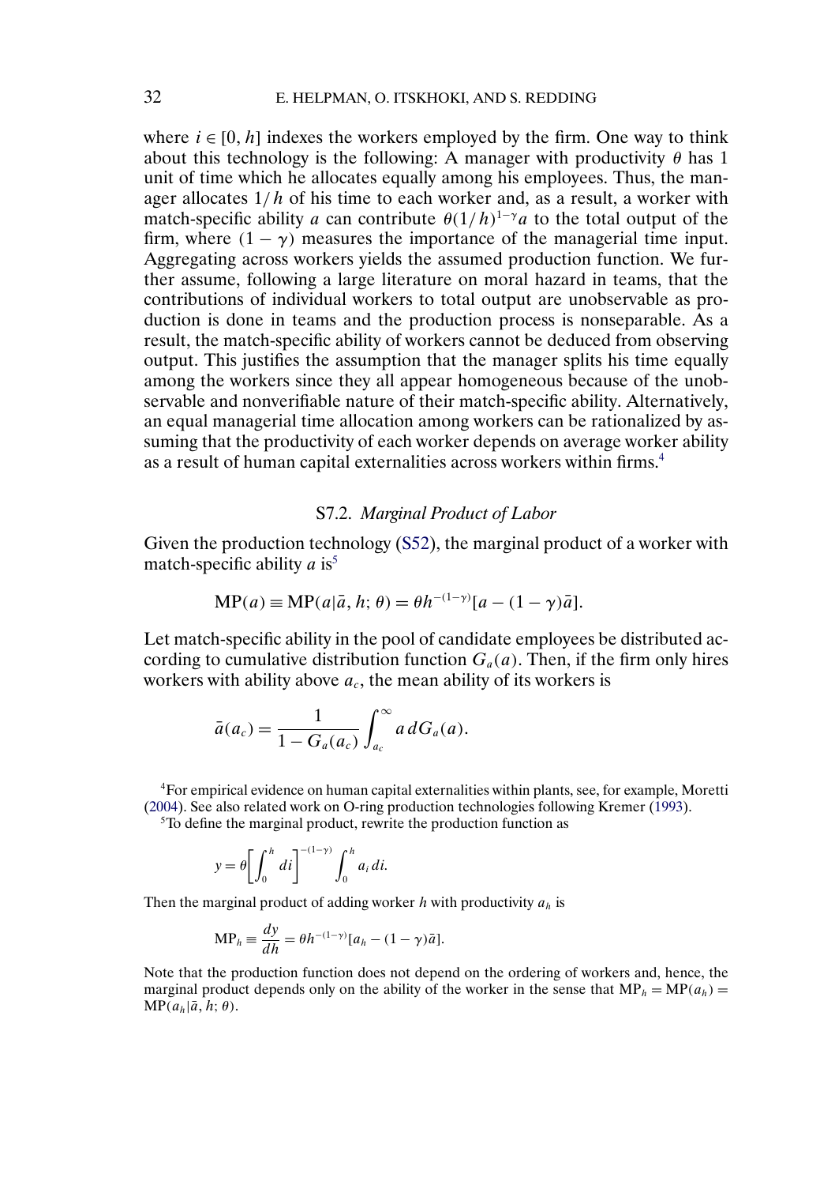where $i \in [0, h]$ indexes the workers employed by the firm. One way to think about this technology is the following: A manager with productivity $\theta$ has 1 unit of time which he allocates equally among his employees. Thus, the manager allocates $1/h$ of his time to each worker and, as a result, a worker with match-specific ability $a$ can contribute $\theta(1/h)^{1-\gamma}a$ to the total output of the firm, where $(1-\gamma)$ measures the importance of the managerial time input. Aggregating across workers yields the assumed production function. We further assume, following a large literature on moral hazard in teams, that the contributions of individual workers to total output are unobservable as production is done in teams and the production process is nonseparable. As a result, the match-specific ability of workers cannot be deduced from observing output. This justifies the assumption that the manager splits his time equally among the workers since they all appear homogeneous because of the unobservable and nonverifiable nature of their match-specific ability. Alternatively, an equal managerial time allocation among workers can be rationalized by assuming that the productivity of each worker depends on average worker ability as a result of human capital externalities across workers within firms.[4]

### S7.2. *Marginal Product of Labor*

Given the production technology (S52), the marginal product of a worker with match-specific ability $a$ is[5]

$$\mathrm{MP}(a) \equiv \mathrm{MP}(a|\bar{a}, h; \theta) = \theta h^{-(1-\gamma)}[a - (1-\gamma)\bar{a}].$$

Let match-specific ability in the pool of candidate employees be distributed according to cumulative distribution function $G_a(a)$. Then, if the firm only hires workers with ability above $a_c$, the mean ability of its workers is

$$\bar{a}(a_c) = \frac{1}{1 - G_a(a_c)} \int_{a_c}^{\infty} a \, dG_a(a).$$

[4]For empirical evidence on human capital externalities within plants, see, for example, Moretti (2004). See also related work on O-ring production technologies following Kremer (1993).

[5]To define the marginal product, rewrite the production function as

$$y = \theta \left[ \int_0^h di \right]^{-(1-\gamma)} \int_0^h a_i \, di.$$

Then the marginal product of adding worker $h$ with productivity $a_h$ is

$$\mathrm{MP}_h \equiv \frac{dy}{dh} = \theta h^{-(1-\gamma)}[a_h - (1-\gamma)\bar{a}].$$

Note that the production function does not depend on the ordering of workers and, hence, the marginal product depends only on the ability of the worker in the sense that $\mathrm{MP}_h = \mathrm{MP}(a_h) = \mathrm{MP}(a_h|\bar{a}, h; \theta)$.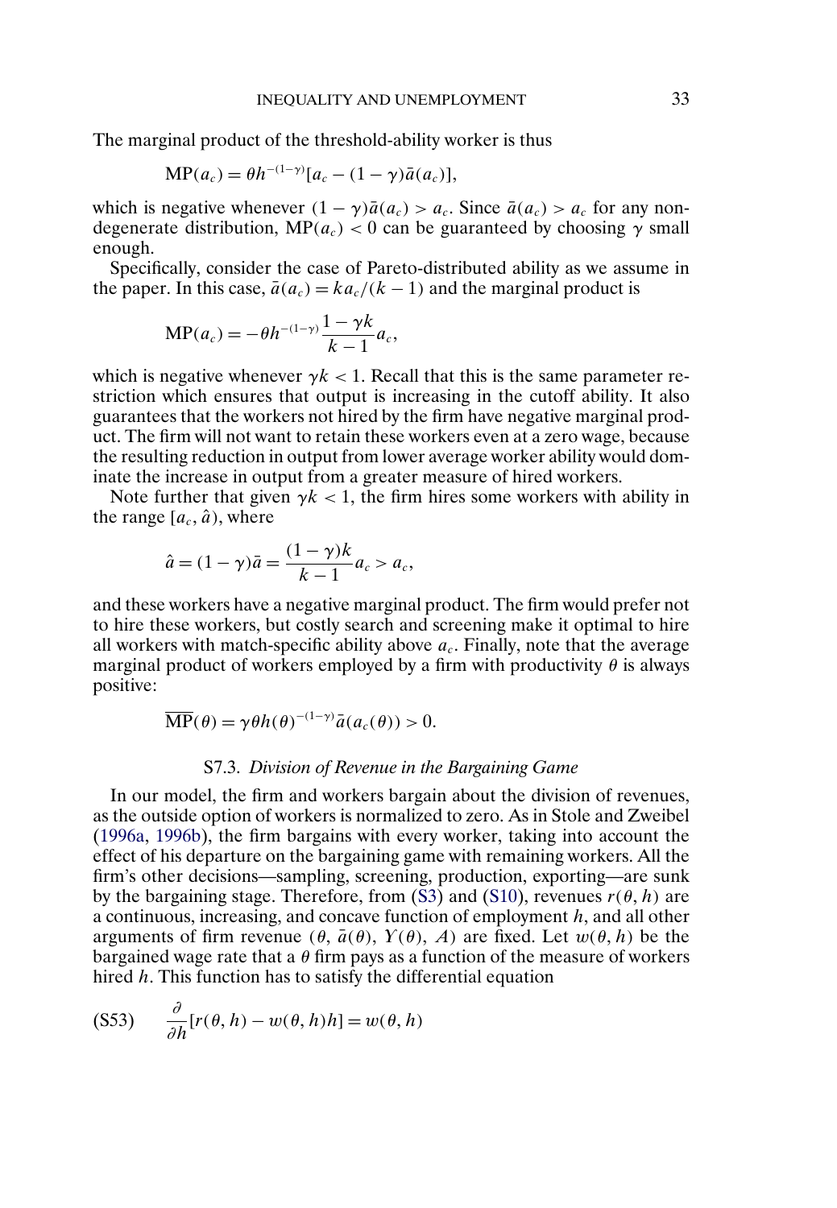The marginal product of the threshold-ability worker is thus

$$\text{MP}(a_c) = \theta h^{-(1-\gamma)}[a_c - (1-\gamma)\bar{a}(a_c)],$$

which is negative whenever $(1-\gamma)\bar{a}(a_c) > a_c$. Since $\bar{a}(a_c) > a_c$ for any nondegenerate distribution, $\text{MP}(a_c) < 0$ can be guaranteed by choosing $\gamma$ small enough.

Specifically, consider the case of Pareto-distributed ability as we assume in the paper. In this case, $\bar{a}(a_c) = ka_c/(k-1)$ and the marginal product is

$$\text{MP}(a_c) = -\theta h^{-(1-\gamma)} \frac{1-\gamma k}{k-1} a_c,$$

which is negative whenever $\gamma k < 1$. Recall that this is the same parameter restriction which ensures that output is increasing in the cutoff ability. It also guarantees that the workers not hired by the firm have negative marginal product. The firm will not want to retain these workers even at a zero wage, because the resulting reduction in output from lower average worker ability would dominate the increase in output from a greater measure of hired workers.

Note further that given $\gamma k < 1$, the firm hires some workers with ability in the range $[a_c, \hat{a})$, where

$$\hat{a} = (1-\gamma)\bar{a} = \frac{(1-\gamma)k}{k-1} a_c > a_c,$$

and these workers have a negative marginal product. The firm would prefer not to hire these workers, but costly search and screening make it optimal to hire all workers with match-specific ability above $a_c$. Finally, note that the average marginal product of workers employed by a firm with productivity $\theta$ is always positive:

$$\overline{\text{MP}}(\theta) = \gamma\theta h(\theta)^{-(1-\gamma)}\bar{a}(a_c(\theta)) > 0.$$

### S7.3. *Division of Revenue in the Bargaining Game*

In our model, the firm and workers bargain about the division of revenues, as the outside option of workers is normalized to zero. As in Stole and Zweibel (1996a, 1996b), the firm bargains with every worker, taking into account the effect of his departure on the bargaining game with remaining workers. All the firm's other decisions—sampling, screening, production, exporting—are sunk by the bargaining stage. Therefore, from (S3) and (S10), revenues $r(\theta, h)$ are a continuous, increasing, and concave function of employment $h$, and all other arguments of firm revenue ($\theta$, $\bar{a}(\theta)$, $Y(\theta)$, $A$) are fixed. Let $w(\theta, h)$ be the bargained wage rate that a $\theta$ firm pays as a function of the measure of workers hired $h$. This function has to satisfy the differential equation

$$\text{(S53)} \qquad \frac{\partial}{\partial h}[r(\theta, h) - w(\theta, h)h] = w(\theta, h)$$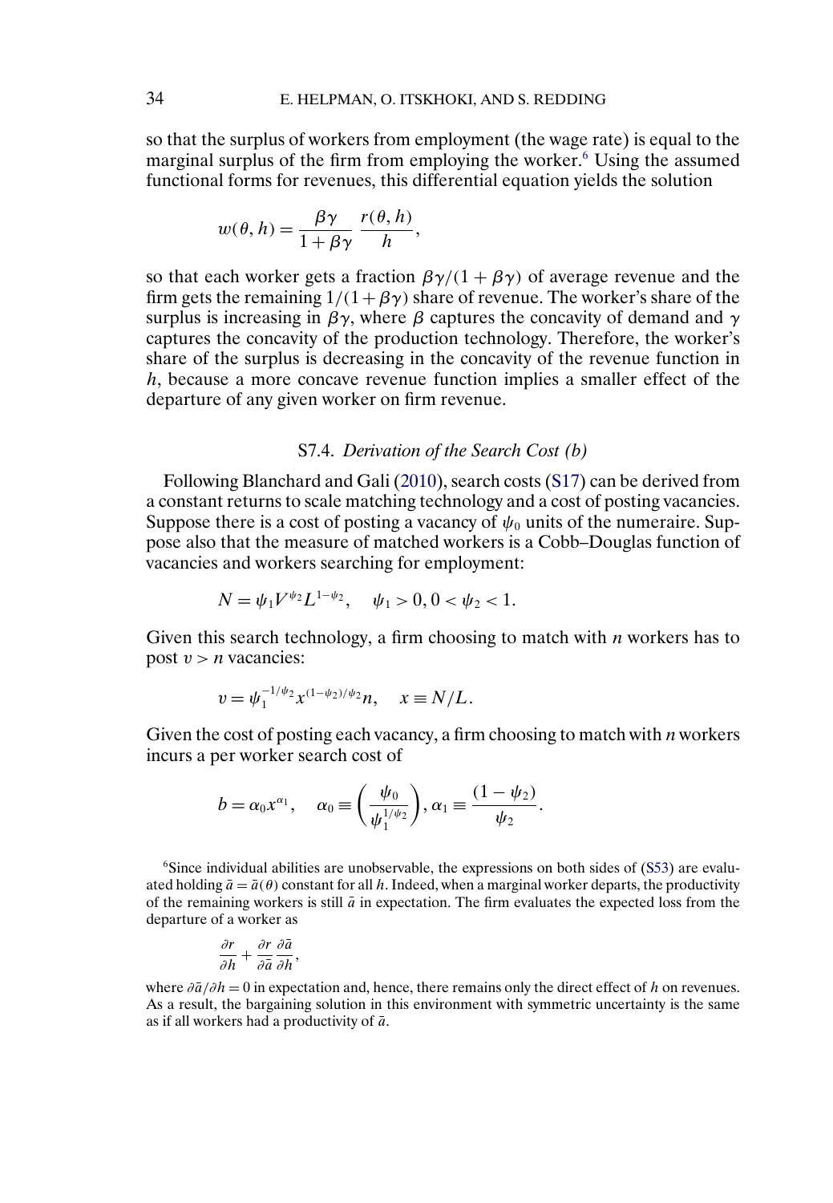so that the surplus of workers from employment (the wage rate) is equal to the marginal surplus of the firm from employing the worker.[6] Using the assumed functional forms for revenues, this differential equation yields the solution

$$w(\theta, h) = \frac{\beta\gamma}{1+\beta\gamma}\,\frac{r(\theta, h)}{h},$$

so that each worker gets a fraction $\beta\gamma/(1+\beta\gamma)$ of average revenue and the firm gets the remaining $1/(1+\beta\gamma)$ share of revenue. The worker's share of the surplus is increasing in $\beta\gamma$, where $\beta$ captures the concavity of demand and $\gamma$ captures the concavity of the production technology. Therefore, the worker's share of the surplus is decreasing in the concavity of the revenue function in $h$, because a more concave revenue function implies a smaller effect of the departure of any given worker on firm revenue.

### S7.4. *Derivation of the Search Cost (b)*

Following Blanchard and Gali (2010), search costs (S17) can be derived from a constant returns to scale matching technology and a cost of posting vacancies. Suppose there is a cost of posting a vacancy of $\psi_0$ units of the numeraire. Suppose also that the measure of matched workers is a Cobb–Douglas function of vacancies and workers searching for employment:

$$N = \psi_1 V^{\psi_2} L^{1-\psi_2}, \quad \psi_1 > 0, 0 < \psi_2 < 1.$$

Given this search technology, a firm choosing to match with $n$ workers has to post $v > n$ vacancies:

$$v = \psi_1^{-1/\psi_2} x^{(1-\psi_2)/\psi_2} n, \quad x \equiv N/L.$$

Given the cost of posting each vacancy, a firm choosing to match with $n$ workers incurs a per worker search cost of

$$b = \alpha_0 x^{\alpha_1}, \quad \alpha_0 \equiv \left(\frac{\psi_0}{\psi_1^{1/\psi_2}}\right), \alpha_1 \equiv \frac{(1-\psi_2)}{\psi_2}.$$

[6] Since individual abilities are unobservable, the expressions on both sides of (S53) are evaluated holding $\bar{a} = \bar{a}(\theta)$ constant for all $h$. Indeed, when a marginal worker departs, the productivity of the remaining workers is still $\bar{a}$ in expectation. The firm evaluates the expected loss from the departure of a worker as

$$\frac{\partial r}{\partial h} + \frac{\partial r}{\partial \bar{a}}\frac{\partial \bar{a}}{\partial h},$$

where $\partial \bar{a}/\partial h = 0$ in expectation and, hence, there remains only the direct effect of $h$ on revenues. As a result, the bargaining solution in this environment with symmetric uncertainty is the same as if all workers had a productivity of $\bar{a}$.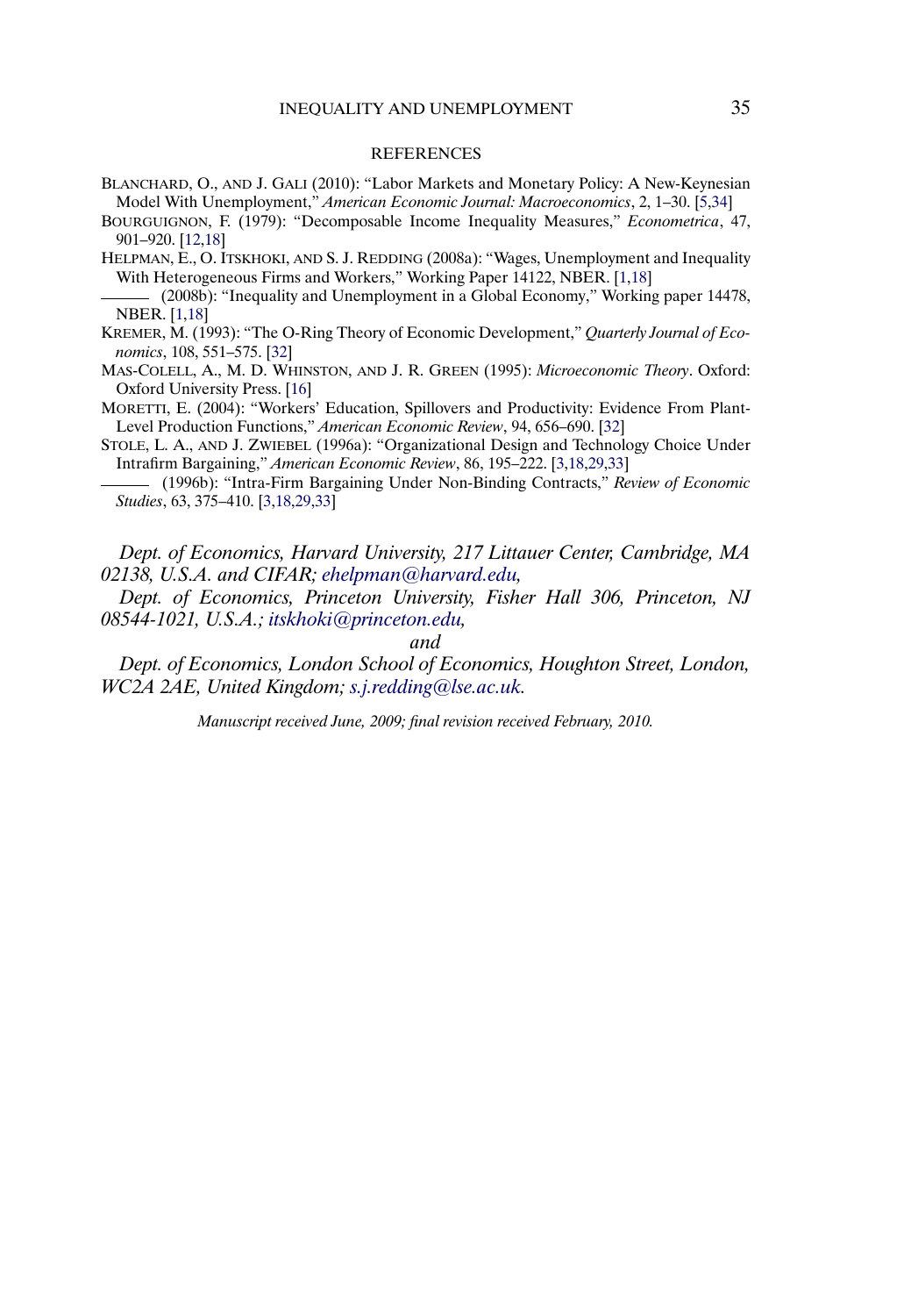## REFERENCES

BLANCHARD, O., AND J. GALI (2010): "Labor Markets and Monetary Policy: A New-Keynesian Model With Unemployment," *American Economic Journal: Macroeconomics*, 2, 1–30. [5,34]

BOURGUIGNON, F. (1979): "Decomposable Income Inequality Measures," *Econometrica*, 47, 901–920. [12,18]

HELPMAN, E., O. ITSKHOKI, AND S. J. REDDING (2008a): "Wages, Unemployment and Inequality With Heterogeneous Firms and Workers," Working Paper 14122, NBER. [1,18]

——— (2008b): "Inequality and Unemployment in a Global Economy," Working paper 14478, NBER. [1,18]

KREMER, M. (1993): "The O-Ring Theory of Economic Development," *Quarterly Journal of Economics*, 108, 551–575. [32]

MAS-COLELL, A., M. D. WHINSTON, AND J. R. GREEN (1995): *Microeconomic Theory*. Oxford: Oxford University Press. [16]

MORETTI, E. (2004): "Workers' Education, Spillovers and Productivity: Evidence From Plant-Level Production Functions," *American Economic Review*, 94, 656–690. [32]

STOLE, L. A., AND J. ZWIEBEL (1996a): "Organizational Design and Technology Choice Under Intrafirm Bargaining," *American Economic Review*, 86, 195–222. [3,18,29,33]

——— (1996b): "Intra-Firm Bargaining Under Non-Binding Contracts," *Review of Economic Studies*, 63, 375–410. [3,18,29,33]

*Dept. of Economics, Harvard University, 217 Littauer Center, Cambridge, MA 02138, U.S.A. and CIFAR; ehelpman@harvard.edu,*

*Dept. of Economics, Princeton University, Fisher Hall 306, Princeton, NJ 08544-1021, U.S.A.; itskhoki@princeton.edu,*

*and*

*Dept. of Economics, London School of Economics, Houghton Street, London, WC2A 2AE, United Kingdom; s.j.redding@lse.ac.uk.*

*Manuscript received June, 2009; final revision received February, 2010.*